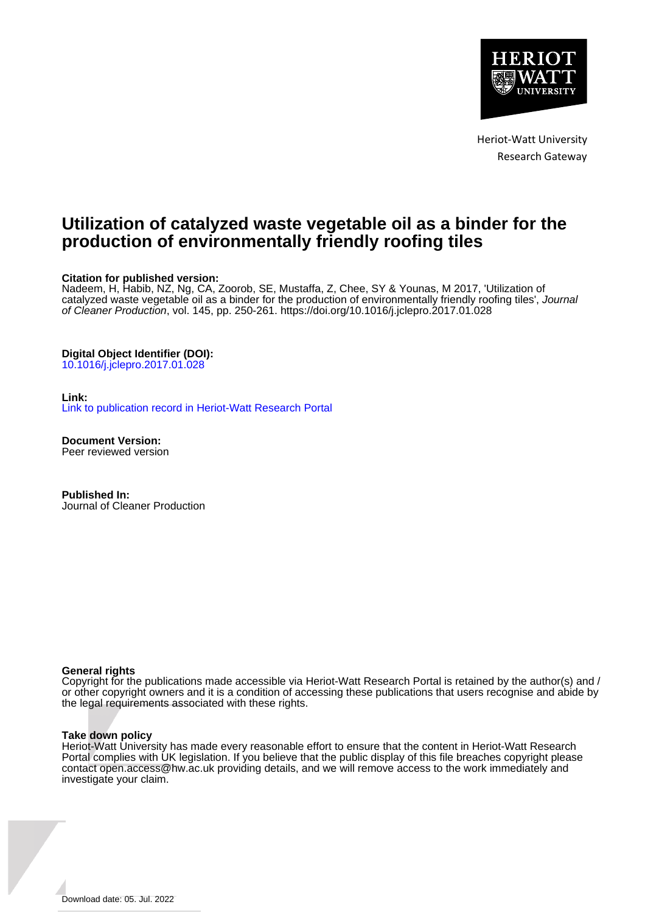Heriot-Watt University
Research Gateway

# Utilization of catalyzed waste vegetable oil as a binder for the production of environmentally friendly roofing tiles

**Citation for published version:**
Nadeem, H, Habib, NZ, Ng, CA, Zoorob, SE, Mustaffa, Z, Chee, SY & Younas, M 2017, 'Utilization of catalyzed waste vegetable oil as a binder for the production of environmentally friendly roofing tiles', *Journal of Cleaner Production*, vol. 145, pp. 250-261. https://doi.org/10.1016/j.jclepro.2017.01.028

**Digital Object Identifier (DOI):**
10.1016/j.jclepro.2017.01.028

**Link:**
Link to publication record in Heriot-Watt Research Portal

**Document Version:**
Peer reviewed version

**Published In:**
Journal of Cleaner Production

**General rights**
Copyright for the publications made accessible via Heriot-Watt Research Portal is retained by the author(s) and / or other copyright owners and it is a condition of accessing these publications that users recognise and abide by the legal requirements associated with these rights.

**Take down policy**
Heriot-Watt University has made every reasonable effort to ensure that the content in Heriot-Watt Research Portal complies with UK legislation. If you believe that the public display of this file breaches copyright please contact open.access@hw.ac.uk providing details, and we will remove access to the work immediately and investigate your claim.

Download date: 05. Jul. 2022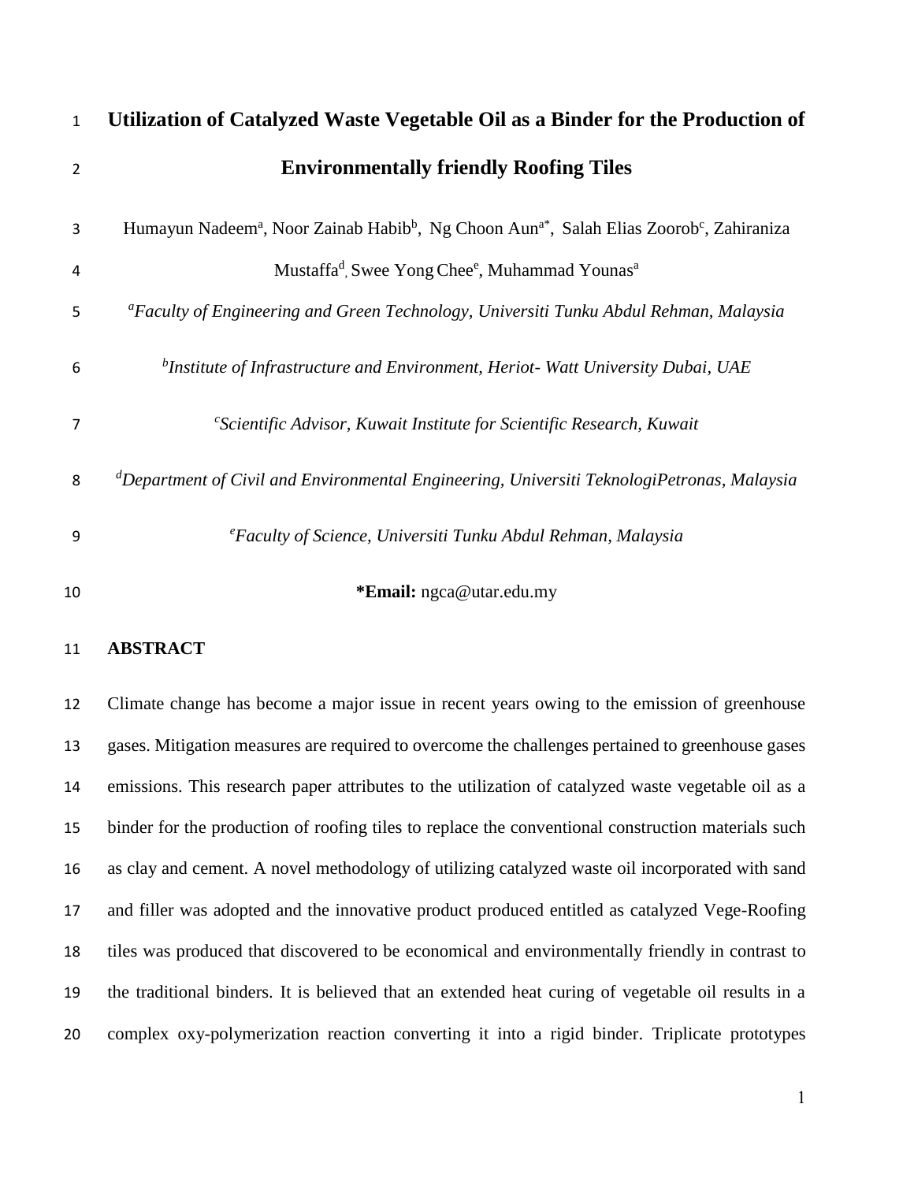# Utilization of Catalyzed Waste Vegetable Oil as a Binder for the Production of Environmentally friendly Roofing Tiles

Humayun Nadeem[a], Noor Zainab Habib[b], Ng Choon Aun[a*], Salah Elias Zoorob[c], Zahiraniza Mustaffa[d], Swee Yong Chee[e], Muhammad Younas[a]

[a]*Faculty of Engineering and Green Technology, Universiti Tunku Abdul Rehman, Malaysia*

[b]*Institute of Infrastructure and Environment, Heriot- Watt University Dubai, UAE*

[c]*Scientific Advisor, Kuwait Institute for Scientific Research, Kuwait*

[d]*Department of Civil and Environmental Engineering, Universiti TeknologiPetronas, Malaysia*

[e]*Faculty of Science, Universiti Tunku Abdul Rehman, Malaysia*

**\*Email:** ngca@utar.edu.my

## ABSTRACT

Climate change has become a major issue in recent years owing to the emission of greenhouse gases. Mitigation measures are required to overcome the challenges pertained to greenhouse gases emissions. This research paper attributes to the utilization of catalyzed waste vegetable oil as a binder for the production of roofing tiles to replace the conventional construction materials such as clay and cement. A novel methodology of utilizing catalyzed waste oil incorporated with sand and filler was adopted and the innovative product produced entitled as catalyzed Vege-Roofing tiles was produced that discovered to be economical and environmentally friendly in contrast to the traditional binders. It is believed that an extended heat curing of vegetable oil results in a complex oxy-polymerization reaction converting it into a rigid binder. Triplicate prototypes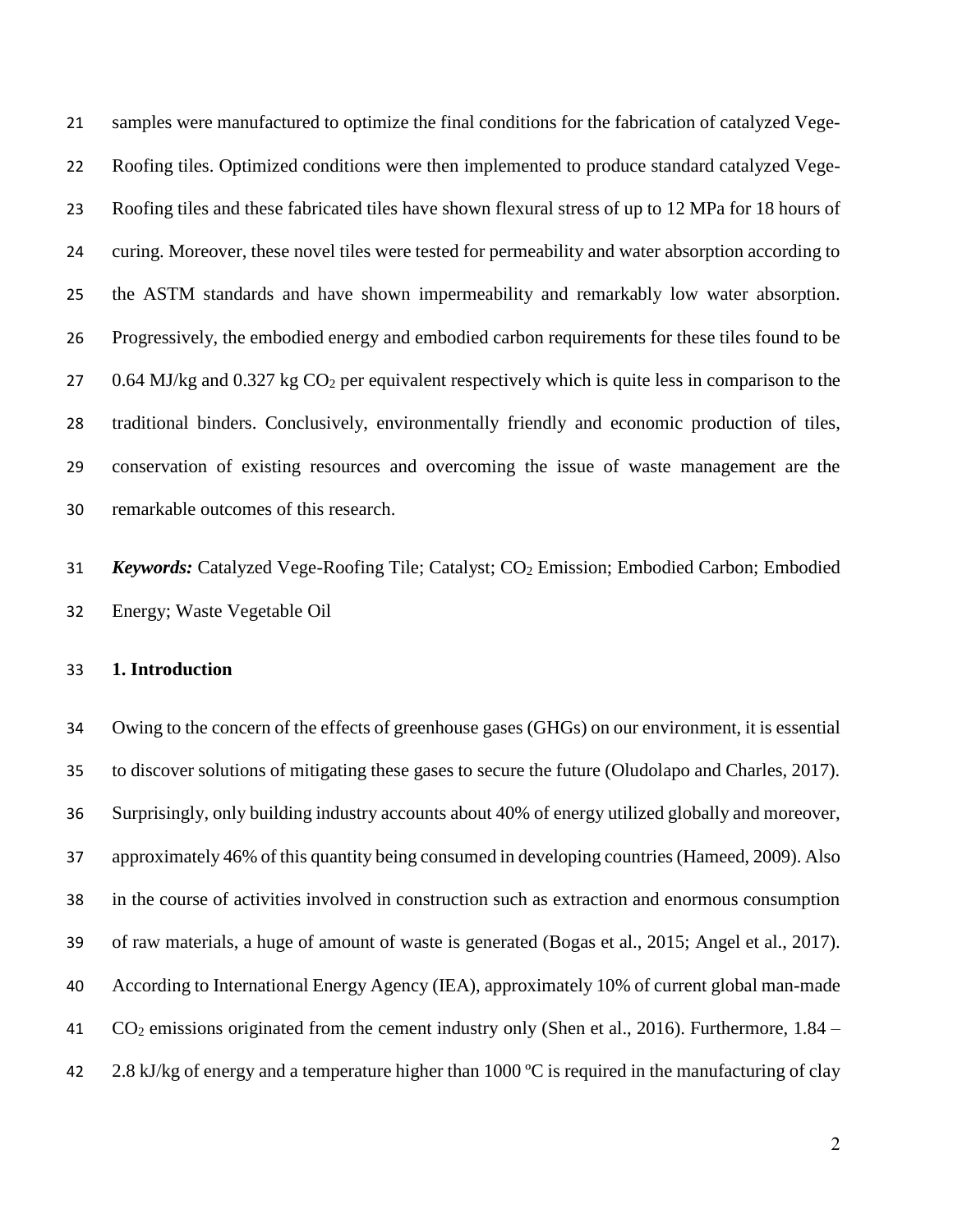samples were manufactured to optimize the final conditions for the fabrication of catalyzed Vege-Roofing tiles. Optimized conditions were then implemented to produce standard catalyzed Vege-Roofing tiles and these fabricated tiles have shown flexural stress of up to 12 MPa for 18 hours of curing. Moreover, these novel tiles were tested for permeability and water absorption according to the ASTM standards and have shown impermeability and remarkably low water absorption. Progressively, the embodied energy and embodied carbon requirements for these tiles found to be 0.64 MJ/kg and 0.327 kg $CO_2$ per equivalent respectively which is quite less in comparison to the traditional binders. Conclusively, environmentally friendly and economic production of tiles, conservation of existing resources and overcoming the issue of waste management are the remarkable outcomes of this research.

***Keywords:*** Catalyzed Vege-Roofing Tile; Catalyst; $CO_2$ Emission; Embodied Carbon; Embodied Energy; Waste Vegetable Oil

## 1. Introduction

Owing to the concern of the effects of greenhouse gases (GHGs) on our environment, it is essential to discover solutions of mitigating these gases to secure the future (Oludolapo and Charles, 2017). Surprisingly, only building industry accounts about 40% of energy utilized globally and moreover, approximately 46% of this quantity being consumed in developing countries (Hameed, 2009). Also in the course of activities involved in construction such as extraction and enormous consumption of raw materials, a huge of amount of waste is generated (Bogas et al., 2015; Angel et al., 2017). According to International Energy Agency (IEA), approximately 10% of current global man-made $CO_2$ emissions originated from the cement industry only (Shen et al., 2016). Furthermore, 1.84 – 2.8 kJ/kg of energy and a temperature higher than 1000 ºC is required in the manufacturing of clay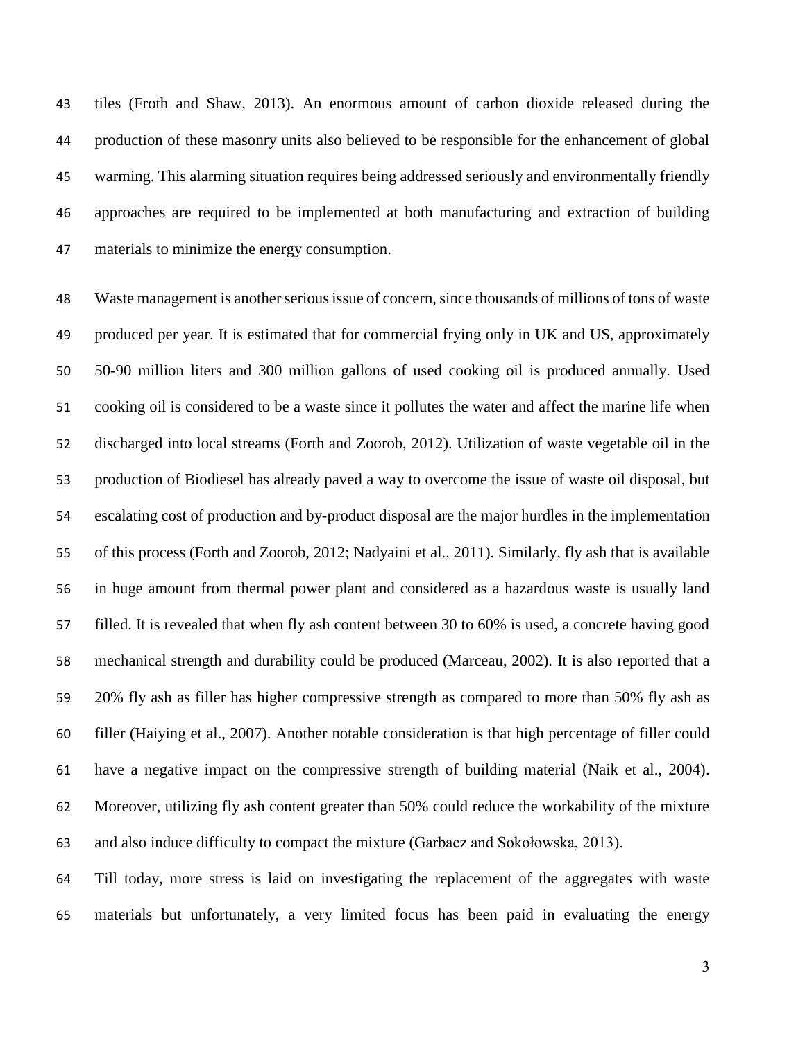tiles (Froth and Shaw, 2013). An enormous amount of carbon dioxide released during the production of these masonry units also believed to be responsible for the enhancement of global warming. This alarming situation requires being addressed seriously and environmentally friendly approaches are required to be implemented at both manufacturing and extraction of building materials to minimize the energy consumption.

Waste management is another serious issue of concern, since thousands of millions of tons of waste produced per year. It is estimated that for commercial frying only in UK and US, approximately 50-90 million liters and 300 million gallons of used cooking oil is produced annually. Used cooking oil is considered to be a waste since it pollutes the water and affect the marine life when discharged into local streams (Forth and Zoorob, 2012). Utilization of waste vegetable oil in the production of Biodiesel has already paved a way to overcome the issue of waste oil disposal, but escalating cost of production and by-product disposal are the major hurdles in the implementation of this process (Forth and Zoorob, 2012; Nadyaini et al., 2011). Similarly, fly ash that is available in huge amount from thermal power plant and considered as a hazardous waste is usually land filled. It is revealed that when fly ash content between 30 to 60% is used, a concrete having good mechanical strength and durability could be produced (Marceau, 2002). It is also reported that a 20% fly ash as filler has higher compressive strength as compared to more than 50% fly ash as filler (Haiying et al., 2007). Another notable consideration is that high percentage of filler could have a negative impact on the compressive strength of building material (Naik et al., 2004). Moreover, utilizing fly ash content greater than 50% could reduce the workability of the mixture and also induce difficulty to compact the mixture (Garbacz and Sokołowska, 2013).

Till today, more stress is laid on investigating the replacement of the aggregates with waste materials but unfortunately, a very limited focus has been paid in evaluating the energy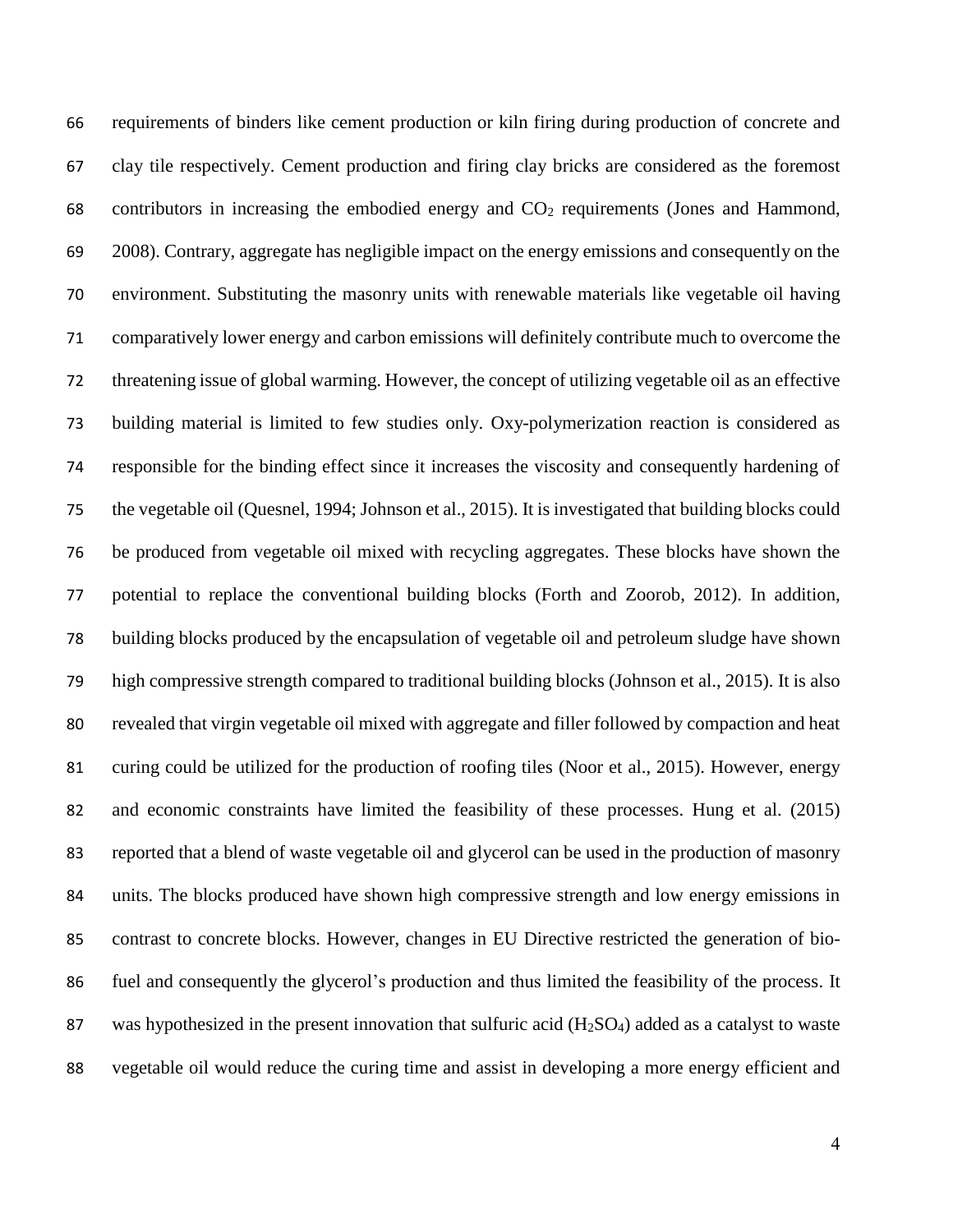requirements of binders like cement production or kiln firing during production of concrete and clay tile respectively. Cement production and firing clay bricks are considered as the foremost contributors in increasing the embodied energy and $CO_2$ requirements (Jones and Hammond, 2008). Contrary, aggregate has negligible impact on the energy emissions and consequently on the environment. Substituting the masonry units with renewable materials like vegetable oil having comparatively lower energy and carbon emissions will definitely contribute much to overcome the threatening issue of global warming. However, the concept of utilizing vegetable oil as an effective building material is limited to few studies only. Oxy-polymerization reaction is considered as responsible for the binding effect since it increases the viscosity and consequently hardening of the vegetable oil (Quesnel, 1994; Johnson et al., 2015). It is investigated that building blocks could be produced from vegetable oil mixed with recycling aggregates. These blocks have shown the potential to replace the conventional building blocks (Forth and Zoorob, 2012). In addition, building blocks produced by the encapsulation of vegetable oil and petroleum sludge have shown high compressive strength compared to traditional building blocks (Johnson et al., 2015). It is also revealed that virgin vegetable oil mixed with aggregate and filler followed by compaction and heat curing could be utilized for the production of roofing tiles (Noor et al., 2015). However, energy and economic constraints have limited the feasibility of these processes. Hung et al. (2015) reported that a blend of waste vegetable oil and glycerol can be used in the production of masonry units. The blocks produced have shown high compressive strength and low energy emissions in contrast to concrete blocks. However, changes in EU Directive restricted the generation of bio-fuel and consequently the glycerol's production and thus limited the feasibility of the process. It was hypothesized in the present innovation that sulfuric acid ($H_2SO_4$) added as a catalyst to waste vegetable oil would reduce the curing time and assist in developing a more energy efficient and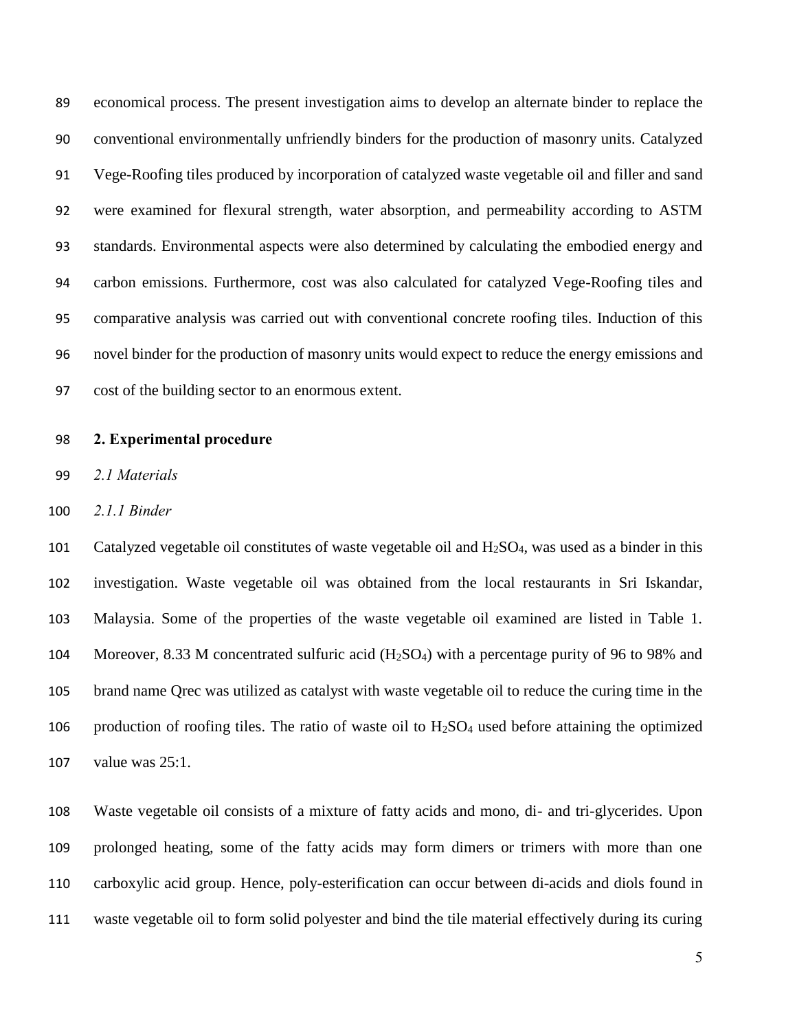economical process. The present investigation aims to develop an alternate binder to replace the conventional environmentally unfriendly binders for the production of masonry units. Catalyzed Vege-Roofing tiles produced by incorporation of catalyzed waste vegetable oil and filler and sand were examined for flexural strength, water absorption, and permeability according to ASTM standards. Environmental aspects were also determined by calculating the embodied energy and carbon emissions. Furthermore, cost was also calculated for catalyzed Vege-Roofing tiles and comparative analysis was carried out with conventional concrete roofing tiles. Induction of this novel binder for the production of masonry units would expect to reduce the energy emissions and cost of the building sector to an enormous extent.

## 2. Experimental procedure

### *2.1 Materials*

#### *2.1.1 Binder*

Catalyzed vegetable oil constitutes of waste vegetable oil and $H_2SO_4$, was used as a binder in this investigation. Waste vegetable oil was obtained from the local restaurants in Sri Iskandar, Malaysia. Some of the properties of the waste vegetable oil examined are listed in Table 1. Moreover, 8.33 M concentrated sulfuric acid ($H_2SO_4$) with a percentage purity of 96 to 98% and brand name Qrec was utilized as catalyst with waste vegetable oil to reduce the curing time in the production of roofing tiles. The ratio of waste oil to $H_2SO_4$ used before attaining the optimized value was 25:1.

Waste vegetable oil consists of a mixture of fatty acids and mono, di- and tri-glycerides. Upon prolonged heating, some of the fatty acids may form dimers or trimers with more than one carboxylic acid group. Hence, poly-esterification can occur between di-acids and diols found in waste vegetable oil to form solid polyester and bind the tile material effectively during its curing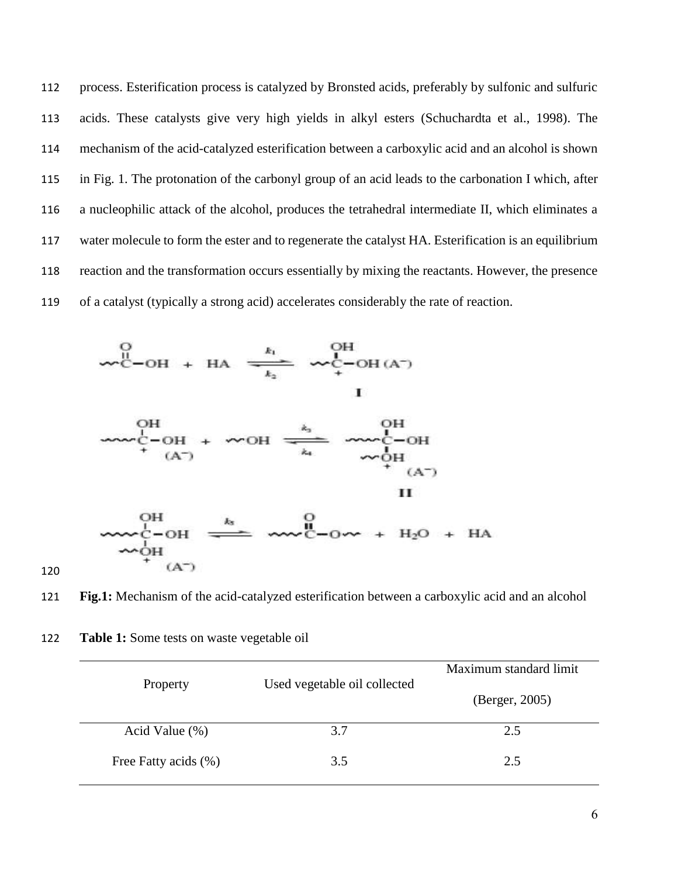process. Esterification process is catalyzed by Bronsted acids, preferably by sulfonic and sulfuric acids. These catalysts give very high yields in alkyl esters (Schuchardta et al., 1998). The mechanism of the acid-catalyzed esterification between a carboxylic acid and an alcohol is shown in Fig. 1. The protonation of the carbonyl group of an acid leads to the carbonation I which, after a nucleophilic attack of the alcohol, produces the tetrahedral intermediate II, which eliminates a water molecule to form the ester and to regenerate the catalyst HA. Esterification is an equilibrium reaction and the transformation occurs essentially by mixing the reactants. However, the presence of a catalyst (typically a strong acid) accelerates considerably the rate of reaction.

**Fig.1:** Mechanism of the acid-catalyzed esterification between a carboxylic acid and an alcohol

**Table 1:** Some tests on waste vegetable oil

| Property | Used vegetable oil collected | Maximum standard limit (Berger, 2005) |
|---|---|---|
| Acid Value (%) | 3.7 | 2.5 |
| Free Fatty acids (%) | 3.5 | 2.5 |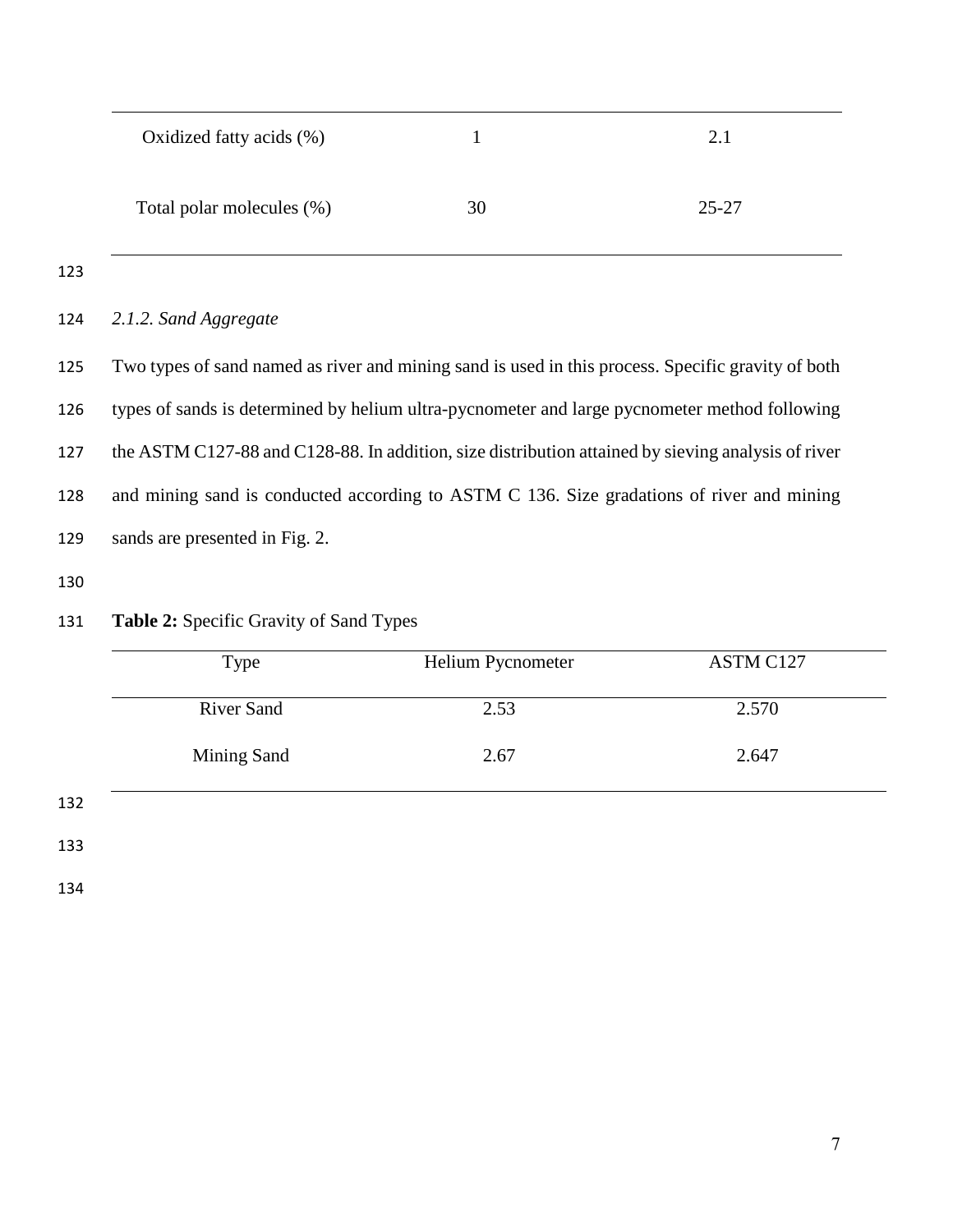| Oxidized fatty acids (%) | 1 | 2.1 |
| --- | --- | --- |
| Total polar molecules (%) | 30 | 25-27 |

### *2.1.2. Sand Aggregate*

Two types of sand named as river and mining sand is used in this process. Specific gravity of both types of sands is determined by helium ultra-pycnometer and large pycnometer method following the ASTM C127-88 and C128-88. In addition, size distribution attained by sieving analysis of river and mining sand is conducted according to ASTM C 136. Size gradations of river and mining sands are presented in Fig. 2.

**Table 2:** Specific Gravity of Sand Types

| Type | Helium Pycnometer | ASTM C127 |
| --- | --- | --- |
| River Sand | 2.53 | 2.570 |
| Mining Sand | 2.67 | 2.647 |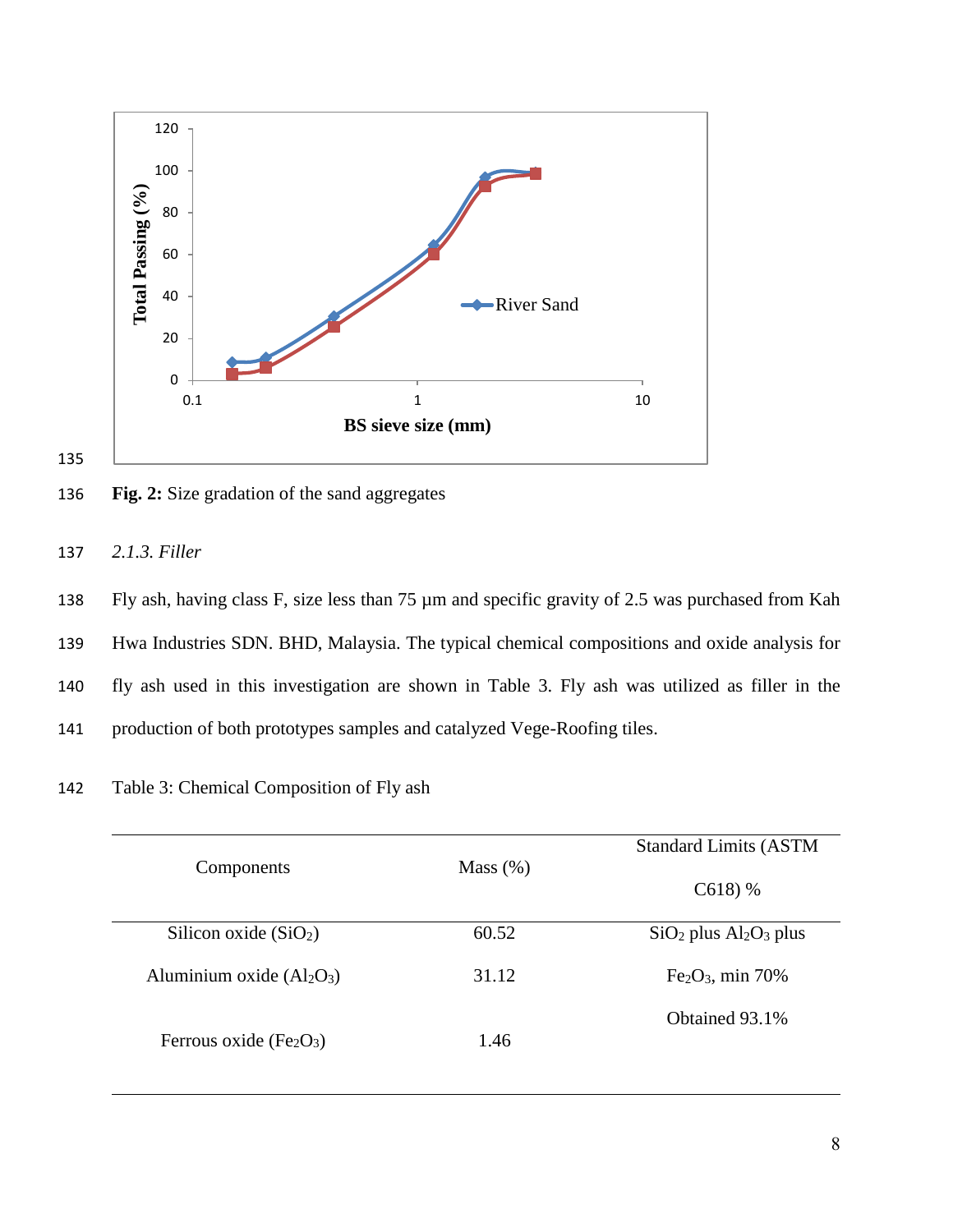**Fig. 2:** Size gradation of the sand aggregates

### *2.1.3. Filler*

Fly ash, having class F, size less than 75 µm and specific gravity of 2.5 was purchased from Kah Hwa Industries SDN. BHD, Malaysia. The typical chemical compositions and oxide analysis for fly ash used in this investigation are shown in Table 3. Fly ash was utilized as filler in the production of both prototypes samples and catalyzed Vege-Roofing tiles.

Table 3: Chemical Composition of Fly ash

| Components | Mass (%) | Standard Limits (ASTM C618) % |
|---|---|---|
| Silicon oxide ($SiO_2$) | 60.52 | $SiO_2$ plus $Al_2O_3$ plus |
| Aluminium oxide ($Al_2O_3$) | 31.12 | $Fe_2O_3$, min 70% |
| | | Obtained 93.1% |
| Ferrous oxide ($Fe_2O_3$) | 1.46 | |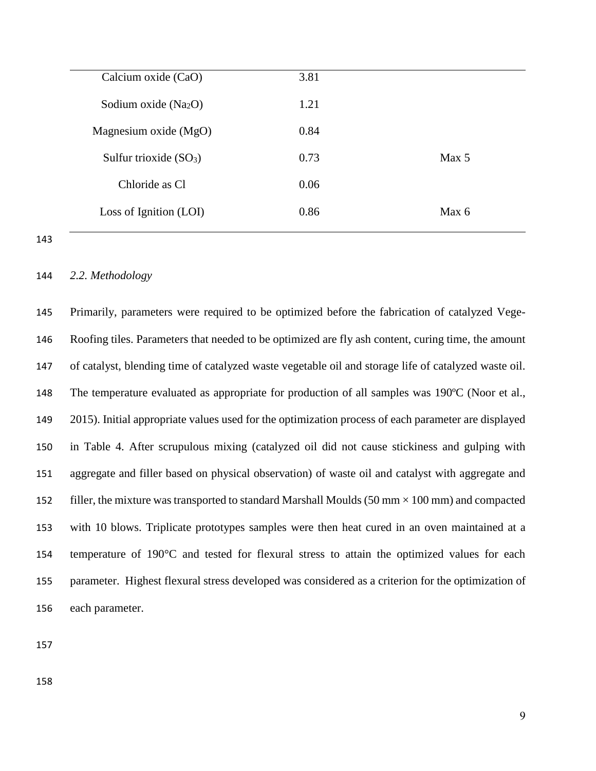| | | |
|---|---|---|
| Calcium oxide ($CaO$) | 3.81 | |
| Sodium oxide ($Na_2O$) | 1.21 | |
| Magnesium oxide ($MgO$) | 0.84 | |
| Sulfur trioxide ($SO_3$) | 0.73 | Max 5 |
| Chloride as Cl | 0.06 | |
| Loss of Ignition (LOI) | 0.86 | Max 6 |

*2.2. Methodology*

Primarily, parameters were required to be optimized before the fabrication of catalyzed Vege-Roofing tiles. Parameters that needed to be optimized are fly ash content, curing time, the amount of catalyst, blending time of catalyzed waste vegetable oil and storage life of catalyzed waste oil. The temperature evaluated as appropriate for production of all samples was 190ºC (Noor et al., 2015). Initial appropriate values used for the optimization process of each parameter are displayed in Table 4. After scrupulous mixing (catalyzed oil did not cause stickiness and gulping with aggregate and filler based on physical observation) of waste oil and catalyst with aggregate and filler, the mixture was transported to standard Marshall Moulds (50 mm × 100 mm) and compacted with 10 blows. Triplicate prototypes samples were then heat cured in an oven maintained at a temperature of 190°C and tested for flexural stress to attain the optimized values for each parameter. Highest flexural stress developed was considered as a criterion for the optimization of each parameter.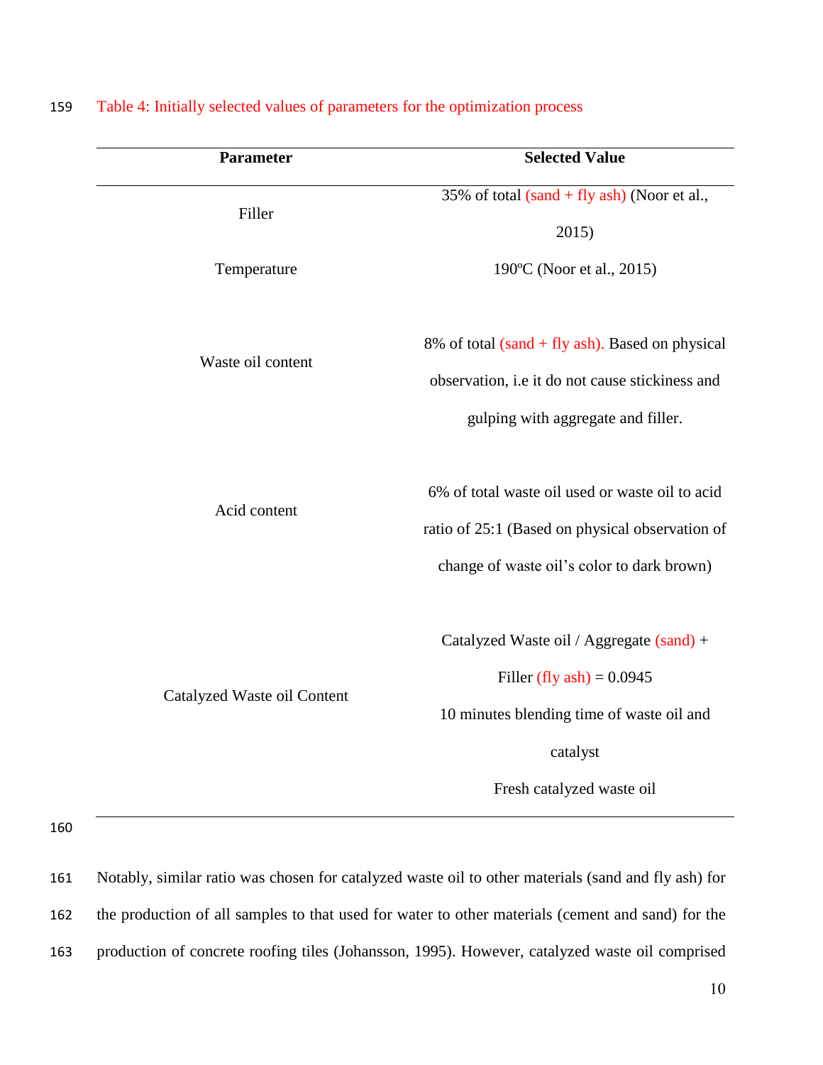Table 4: Initially selected values of parameters for the optimization process

| Parameter | Selected Value |
|---|---|
| Filler | 35% of total (sand + fly ash) (Noor et al., 2015) |
| Temperature | 190ºC (Noor et al., 2015) |
| Waste oil content | 8% of total (sand + fly ash). Based on physical observation, i.e it do not cause stickiness and gulping with aggregate and filler. |
| Acid content | 6% of total waste oil used or waste oil to acid ratio of 25:1 (Based on physical observation of change of waste oil's color to dark brown) |
| Catalyzed Waste oil Content | Catalyzed Waste oil / Aggregate (sand) + Filler (fly ash) = 0.0945<br>10 minutes blending time of waste oil and catalyst<br>Fresh catalyzed waste oil |

Notably, similar ratio was chosen for catalyzed waste oil to other materials (sand and fly ash) for the production of all samples to that used for water to other materials (cement and sand) for the production of concrete roofing tiles (Johansson, 1995). However, catalyzed waste oil comprised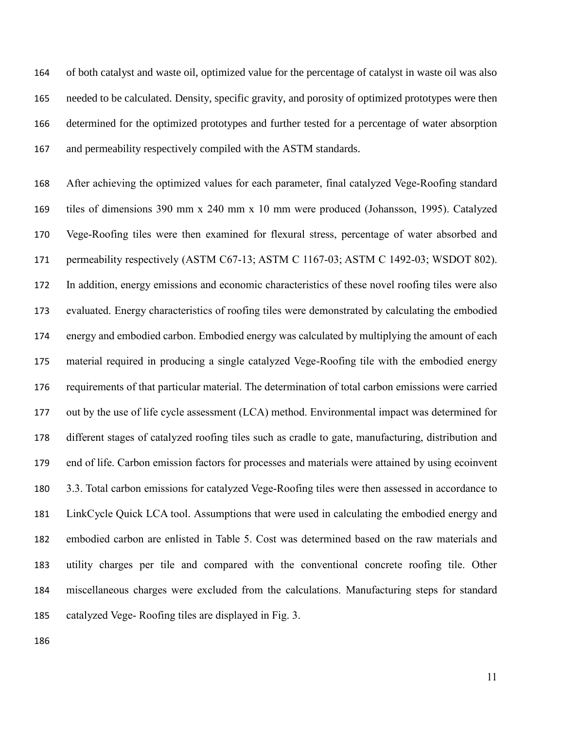of both catalyst and waste oil, optimized value for the percentage of catalyst in waste oil was also needed to be calculated. Density, specific gravity, and porosity of optimized prototypes were then determined for the optimized prototypes and further tested for a percentage of water absorption and permeability respectively compiled with the ASTM standards.

After achieving the optimized values for each parameter, final catalyzed Vege-Roofing standard tiles of dimensions 390 mm x 240 mm x 10 mm were produced (Johansson, 1995). Catalyzed Vege-Roofing tiles were then examined for flexural stress, percentage of water absorbed and permeability respectively (ASTM C67-13; ASTM C 1167-03; ASTM C 1492-03; WSDOT 802). In addition, energy emissions and economic characteristics of these novel roofing tiles were also evaluated. Energy characteristics of roofing tiles were demonstrated by calculating the embodied energy and embodied carbon. Embodied energy was calculated by multiplying the amount of each material required in producing a single catalyzed Vege-Roofing tile with the embodied energy requirements of that particular material. The determination of total carbon emissions were carried out by the use of life cycle assessment (LCA) method. Environmental impact was determined for different stages of catalyzed roofing tiles such as cradle to gate, manufacturing, distribution and end of life. Carbon emission factors for processes and materials were attained by using ecoinvent 3.3. Total carbon emissions for catalyzed Vege-Roofing tiles were then assessed in accordance to LinkCycle Quick LCA tool. Assumptions that were used in calculating the embodied energy and embodied carbon are enlisted in Table 5. Cost was determined based on the raw materials and utility charges per tile and compared with the conventional concrete roofing tile. Other miscellaneous charges were excluded from the calculations. Manufacturing steps for standard catalyzed Vege- Roofing tiles are displayed in Fig. 3.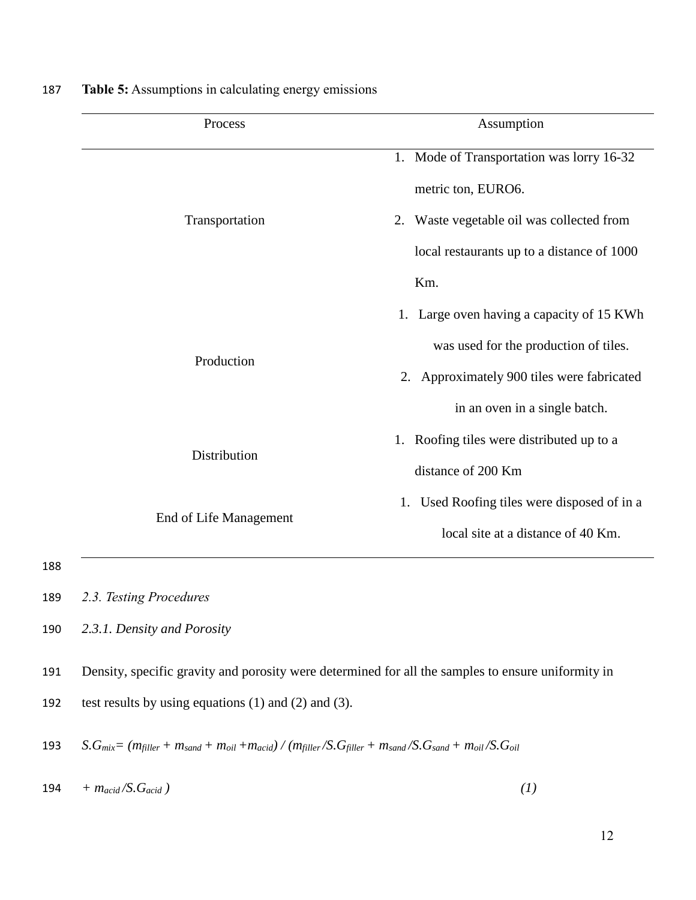**Table 5:** Assumptions in calculating energy emissions

| Process | Assumption |
| --- | --- |
| Transportation | 1. Mode of Transportation was lorry 16-32 metric ton, EURO6. 2. Waste vegetable oil was collected from local restaurants up to a distance of 1000 Km. |
| Production | 1. Large oven having a capacity of 15 KWh was used for the production of tiles. 2. Approximately 900 tiles were fabricated in an oven in a single batch. |
| Distribution | 1. Roofing tiles were distributed up to a distance of 200 Km |
| End of Life Management | 1. Used Roofing tiles were disposed of in a local site at a distance of 40 Km. |

### *2.3. Testing Procedures*

#### *2.3.1. Density and Porosity*

Density, specific gravity and porosity were determined for all the samples to ensure uniformity in test results by using equations (1) and (2) and (3).

$$S.G_{mix} = (m_{filler} + m_{sand} + m_{oil} + m_{acid}) / (m_{filler}/S.G_{filler} + m_{sand}/S.G_{sand} + m_{oil}/S.G_{oil} + m_{acid}/S.G_{acid}) \quad (1)$$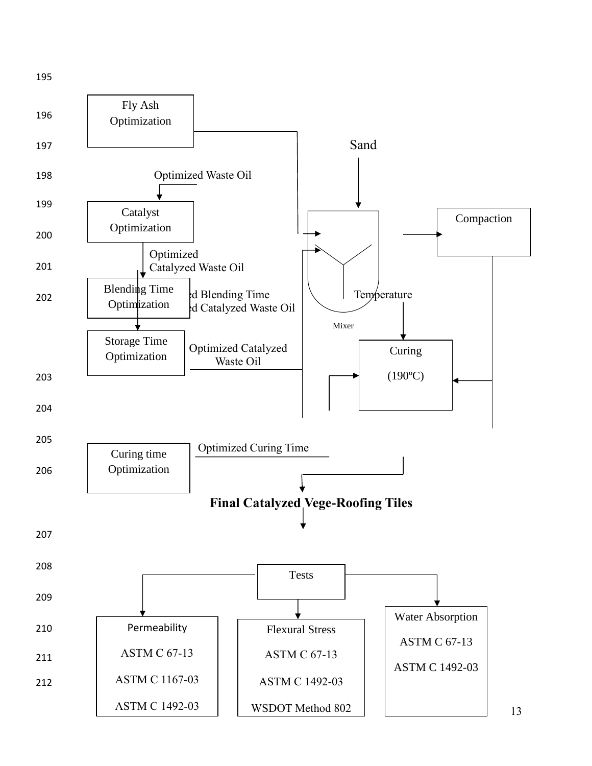Fly Ash Optimization

Sand

Optimized Waste Oil

Catalyst Optimization

Compaction

Optimized Catalyzed Waste Oil

Blending Time Optimization

...d Blending Time ...d Catalyzed Waste Oil

Temperature

Mixer

Storage Time Optimization

Optimized Catalyzed Waste Oil

Curing (190ºC)

Curing time Optimization

Optimized Curing Time

**Final Catalyzed Vege-Roofing Tiles**

Tests

| Permeability | Flexural Stress | Water Absorption |
|---|---|---|
| ASTM C 67-13 | ASTM C 67-13 | ASTM C 67-13 |
| ASTM C 1167-03 | ASTM C 1492-03 | ASTM C 1492-03 |
| ASTM C 1492-03 | WSDOT Method 802 | |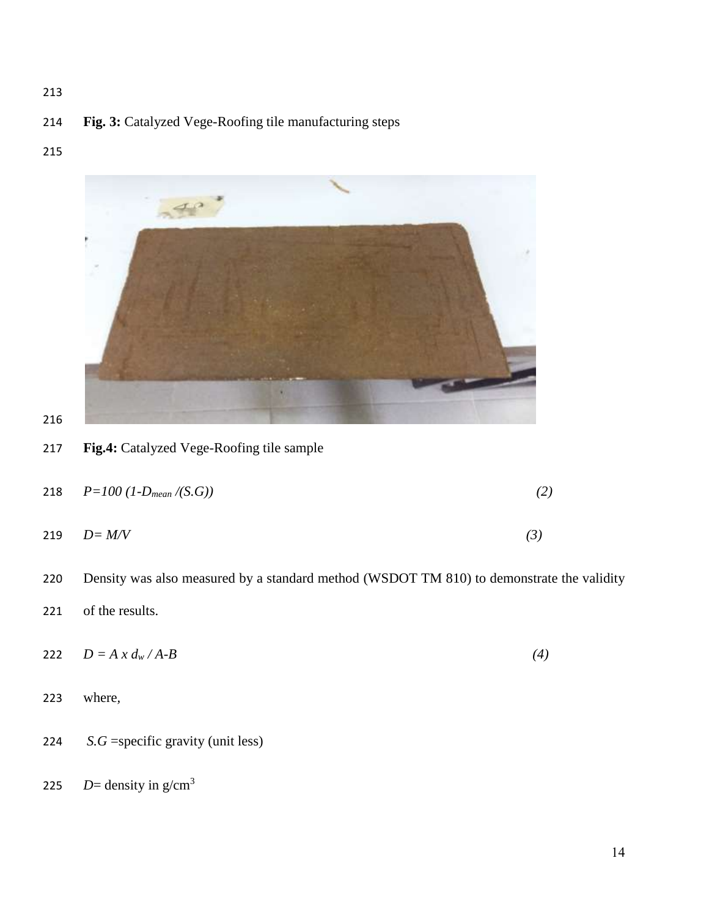**Fig. 3:** Catalyzed Vege-Roofing tile manufacturing steps

**Fig.4:** Catalyzed Vege-Roofing tile sample

$$P=100\,(1-D_{mean}/(S.G)) \quad (2)$$

$$D= M/V \quad (3)$$

Density was also measured by a standard method (WSDOT TM 810) to demonstrate the validity of the results.

$$D = A \times d_w / A-B \quad (4)$$

where,

$S.G$ =specific gravity (unit less)

$D$= density in g/cm$^3$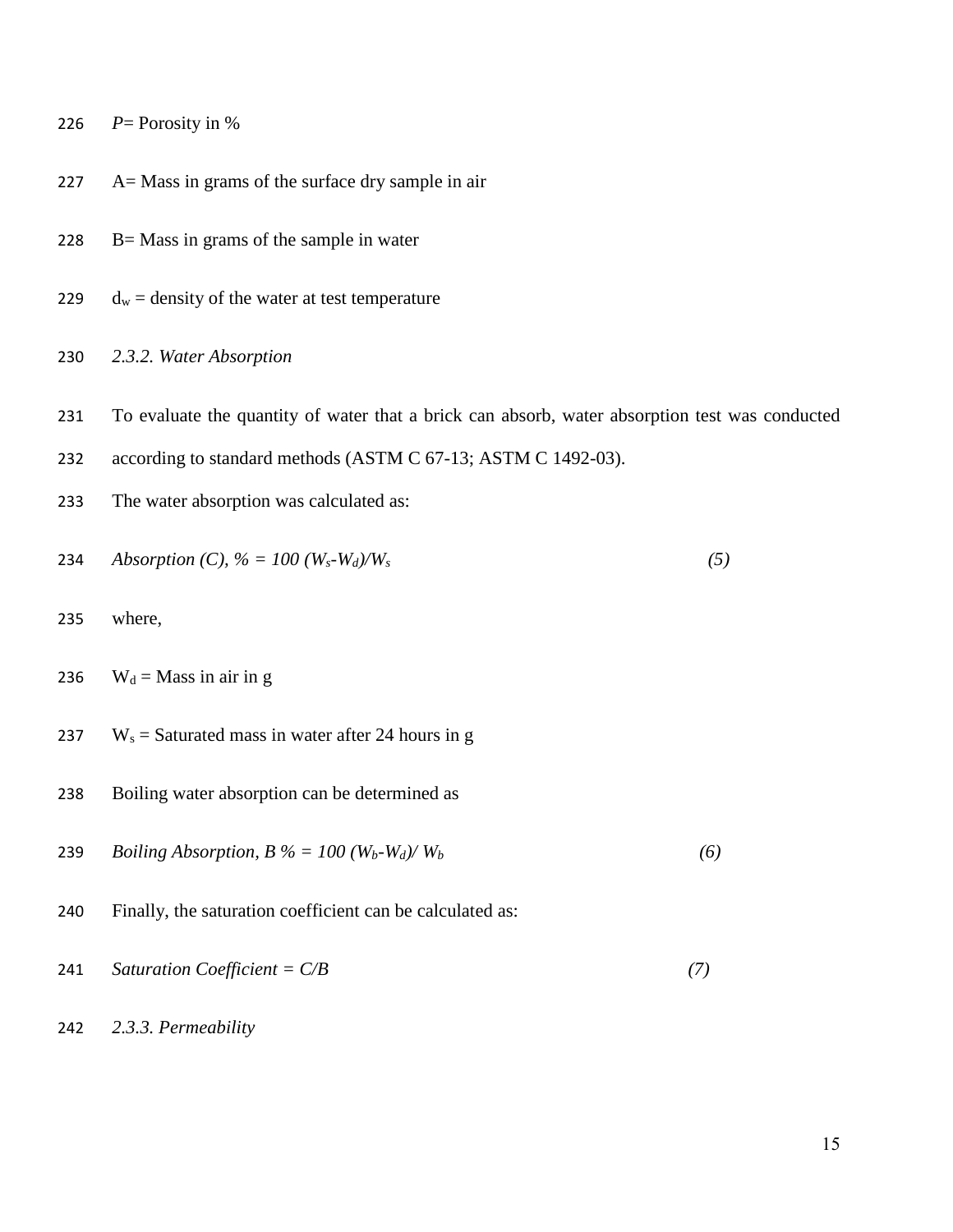$P$= Porosity in %

A= Mass in grams of the surface dry sample in air

B= Mass in grams of the sample in water

$d_w$ = density of the water at test temperature

### *2.3.2. Water Absorption*

To evaluate the quantity of water that a brick can absorb, water absorption test was conducted according to standard methods (ASTM C 67-13; ASTM C 1492-03).

The water absorption was calculated as:

$$\text{Absorption (C), \%} = 100\,(W_s - W_d)/W_s \qquad (5)$$

where,

$W_d$ = Mass in air in g

$W_s$ = Saturated mass in water after 24 hours in g

Boiling water absorption can be determined as

$$\text{Boiling Absorption, B \%} = 100\,(W_b - W_d)/\,W_b \qquad (6)$$

Finally, the saturation coefficient can be calculated as:

$$\text{Saturation Coefficient} = C/B \qquad (7)$$

### *2.3.3. Permeability*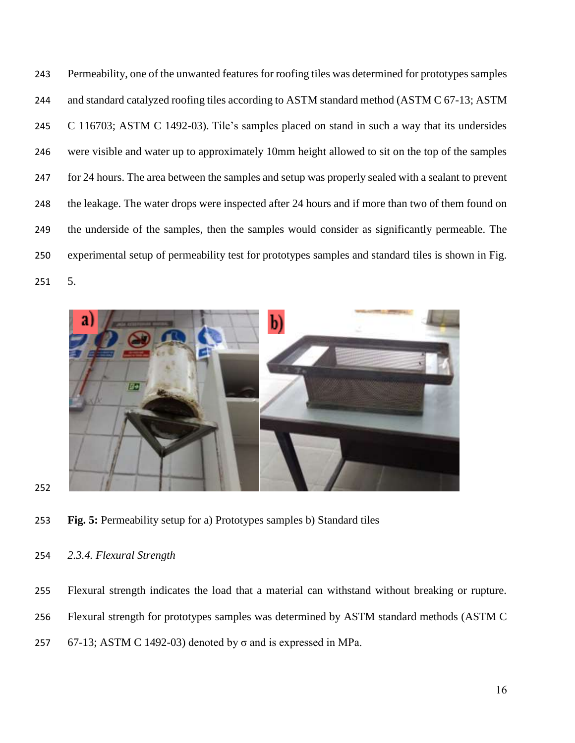Permeability, one of the unwanted features for roofing tiles was determined for prototypes samples and standard catalyzed roofing tiles according to ASTM standard method (ASTM C 67-13; ASTM C 116703; ASTM C 1492-03). Tile's samples placed on stand in such a way that its undersides were visible and water up to approximately 10mm height allowed to sit on the top of the samples for 24 hours. The area between the samples and setup was properly sealed with a sealant to prevent the leakage. The water drops were inspected after 24 hours and if more than two of them found on the underside of the samples, then the samples would consider as significantly permeable. The experimental setup of permeability test for prototypes samples and standard tiles is shown in Fig. 5.

**Fig. 5:** Permeability setup for a) Prototypes samples b) Standard tiles

### *2.3.4. Flexural Strength*

Flexural strength indicates the load that a material can withstand without breaking or rupture. Flexural strength for prototypes samples was determined by ASTM standard methods (ASTM C 67-13; ASTM C 1492-03) denoted by $\sigma$ and is expressed in MPa.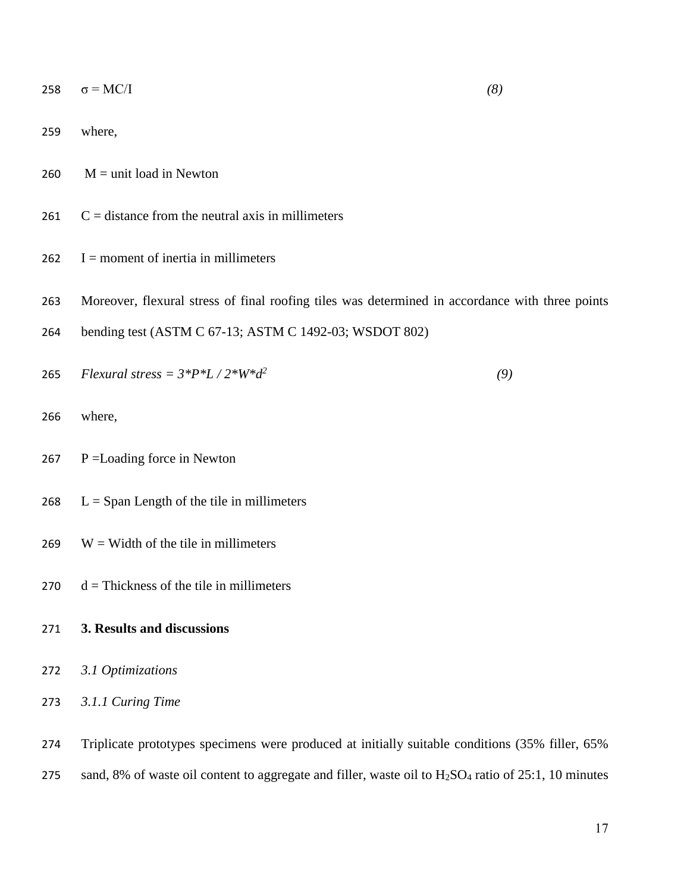$$\sigma = MC/I \quad (8)$$

where,

M = unit load in Newton

C = distance from the neutral axis in millimeters

I = moment of inertia in millimeters

Moreover, flexural stress of final roofing tiles was determined in accordance with three points bending test (ASTM C 67-13; ASTM C 1492-03; WSDOT 802)

$$\text{Flexural stress} = 3*P*L / 2*W*d^2 \quad (9)$$

where,

P =Loading force in Newton

L = Span Length of the tile in millimeters

W = Width of the tile in millimeters

d = Thickness of the tile in millimeters

## 3. Results and discussions

### *3.1 Optimizations*

#### *3.1.1 Curing Time*

Triplicate prototypes specimens were produced at initially suitable conditions (35% filler, 65% sand, 8% of waste oil content to aggregate and filler, waste oil to $H_2SO_4$ ratio of 25:1, 10 minutes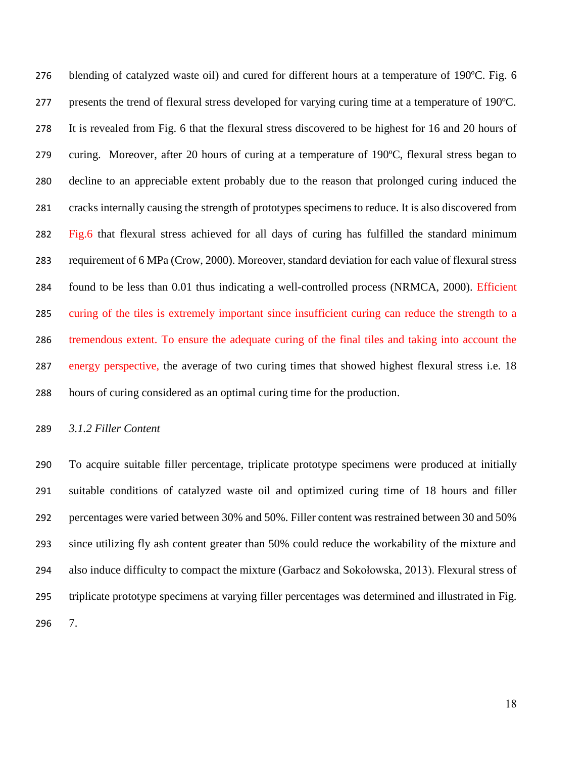blending of catalyzed waste oil) and cured for different hours at a temperature of 190ºC. Fig. 6 presents the trend of flexural stress developed for varying curing time at a temperature of 190ºC. It is revealed from Fig. 6 that the flexural stress discovered to be highest for 16 and 20 hours of curing. Moreover, after 20 hours of curing at a temperature of 190ºC, flexural stress began to decline to an appreciable extent probably due to the reason that prolonged curing induced the cracks internally causing the strength of prototypes specimens to reduce. It is also discovered from Fig.6 that flexural stress achieved for all days of curing has fulfilled the standard minimum requirement of 6 MPa (Crow, 2000). Moreover, standard deviation for each value of flexural stress found to be less than 0.01 thus indicating a well-controlled process (NRMCA, 2000). Efficient curing of the tiles is extremely important since insufficient curing can reduce the strength to a tremendous extent. To ensure the adequate curing of the final tiles and taking into account the energy perspective, the average of two curing times that showed highest flexural stress i.e. 18 hours of curing considered as an optimal curing time for the production.

### *3.1.2 Filler Content*

To acquire suitable filler percentage, triplicate prototype specimens were produced at initially suitable conditions of catalyzed waste oil and optimized curing time of 18 hours and filler percentages were varied between 30% and 50%. Filler content was restrained between 30 and 50% since utilizing fly ash content greater than 50% could reduce the workability of the mixture and also induce difficulty to compact the mixture (Garbacz and Sokołowska, 2013). Flexural stress of triplicate prototype specimens at varying filler percentages was determined and illustrated in Fig. 7.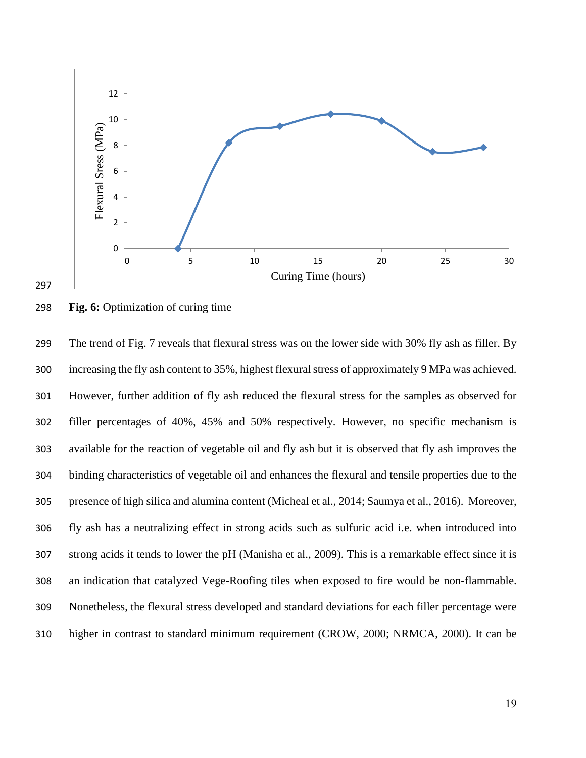**Fig. 6:** Optimization of curing time

The trend of Fig. 7 reveals that flexural stress was on the lower side with 30% fly ash as filler. By increasing the fly ash content to 35%, highest flexural stress of approximately 9 MPa was achieved. However, further addition of fly ash reduced the flexural stress for the samples as observed for filler percentages of 40%, 45% and 50% respectively. However, no specific mechanism is available for the reaction of vegetable oil and fly ash but it is observed that fly ash improves the binding characteristics of vegetable oil and enhances the flexural and tensile properties due to the presence of high silica and alumina content (Micheal et al., 2014; Saumya et al., 2016). Moreover, fly ash has a neutralizing effect in strong acids such as sulfuric acid i.e. when introduced into strong acids it tends to lower the pH (Manisha et al., 2009). This is a remarkable effect since it is an indication that catalyzed Vege-Roofing tiles when exposed to fire would be non-flammable. Nonetheless, the flexural stress developed and standard deviations for each filler percentage were higher in contrast to standard minimum requirement (CROW, 2000; NRMCA, 2000). It can be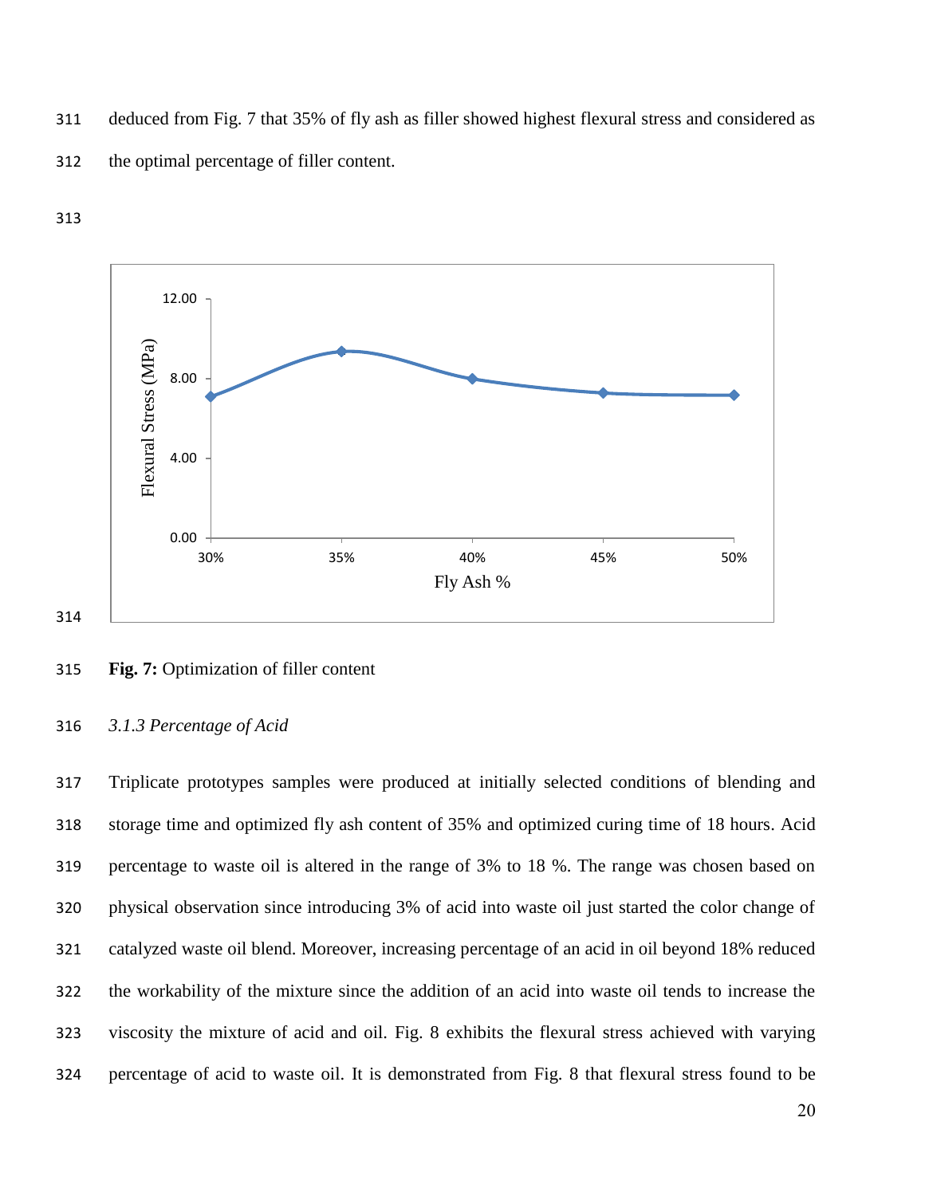deduced from Fig. 7 that 35% of fly ash as filler showed highest flexural stress and considered as the optimal percentage of filler content.

**Fig. 7:** Optimization of filler content

### *3.1.3 Percentage of Acid*

Triplicate prototypes samples were produced at initially selected conditions of blending and storage time and optimized fly ash content of 35% and optimized curing time of 18 hours. Acid percentage to waste oil is altered in the range of 3% to 18 %. The range was chosen based on physical observation since introducing 3% of acid into waste oil just started the color change of catalyzed waste oil blend. Moreover, increasing percentage of an acid in oil beyond 18% reduced the workability of the mixture since the addition of an acid into waste oil tends to increase the viscosity the mixture of acid and oil. Fig. 8 exhibits the flexural stress achieved with varying percentage of acid to waste oil. It is demonstrated from Fig. 8 that flexural stress found to be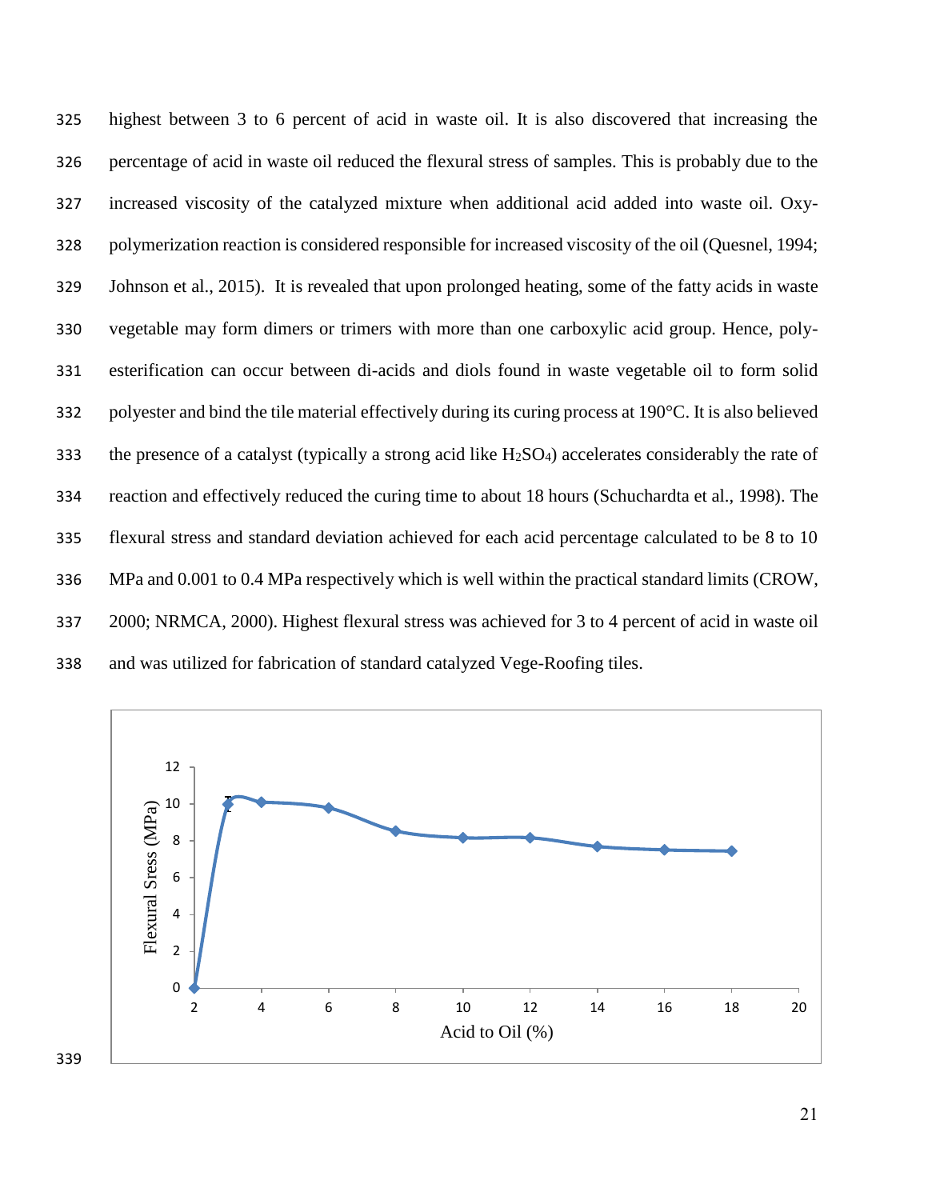highest between 3 to 6 percent of acid in waste oil. It is also discovered that increasing the percentage of acid in waste oil reduced the flexural stress of samples. This is probably due to the increased viscosity of the catalyzed mixture when additional acid added into waste oil. Oxy-polymerization reaction is considered responsible for increased viscosity of the oil (Quesnel, 1994; Johnson et al., 2015). It is revealed that upon prolonged heating, some of the fatty acids in waste vegetable may form dimers or trimers with more than one carboxylic acid group. Hence, poly-esterification can occur between di-acids and diols found in waste vegetable oil to form solid polyester and bind the tile material effectively during its curing process at 190°C. It is also believed the presence of a catalyst (typically a strong acid like $H_2SO_4$) accelerates considerably the rate of reaction and effectively reduced the curing time to about 18 hours (Schuchardta et al., 1998). The flexural stress and standard deviation achieved for each acid percentage calculated to be 8 to 10 MPa and 0.001 to 0.4 MPa respectively which is well within the practical standard limits (CROW, 2000; NRMCA, 2000). Highest flexural stress was achieved for 3 to 4 percent of acid in waste oil and was utilized for fabrication of standard catalyzed Vege-Roofing tiles.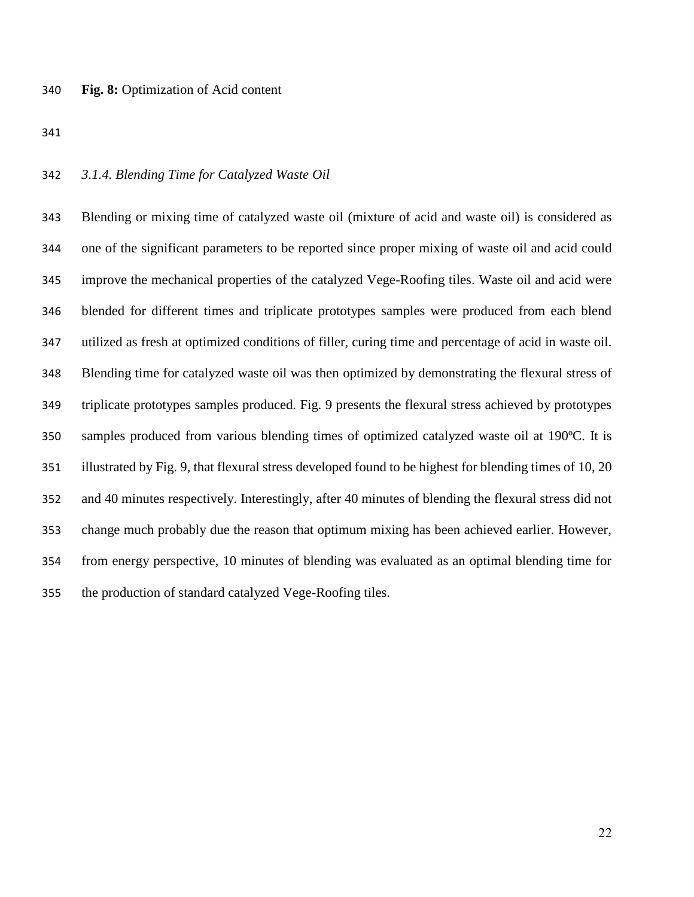**Fig. 8:** Optimization of Acid content

### *3.1.4. Blending Time for Catalyzed Waste Oil*

Blending or mixing time of catalyzed waste oil (mixture of acid and waste oil) is considered as one of the significant parameters to be reported since proper mixing of waste oil and acid could improve the mechanical properties of the catalyzed Vege-Roofing tiles. Waste oil and acid were blended for different times and triplicate prototypes samples were produced from each blend utilized as fresh at optimized conditions of filler, curing time and percentage of acid in waste oil. Blending time for catalyzed waste oil was then optimized by demonstrating the flexural stress of triplicate prototypes samples produced. Fig. 9 presents the flexural stress achieved by prototypes samples produced from various blending times of optimized catalyzed waste oil at 190ºC. It is illustrated by Fig. 9, that flexural stress developed found to be highest for blending times of 10, 20 and 40 minutes respectively. Interestingly, after 40 minutes of blending the flexural stress did not change much probably due the reason that optimum mixing has been achieved earlier. However, from energy perspective, 10 minutes of blending was evaluated as an optimal blending time for the production of standard catalyzed Vege-Roofing tiles.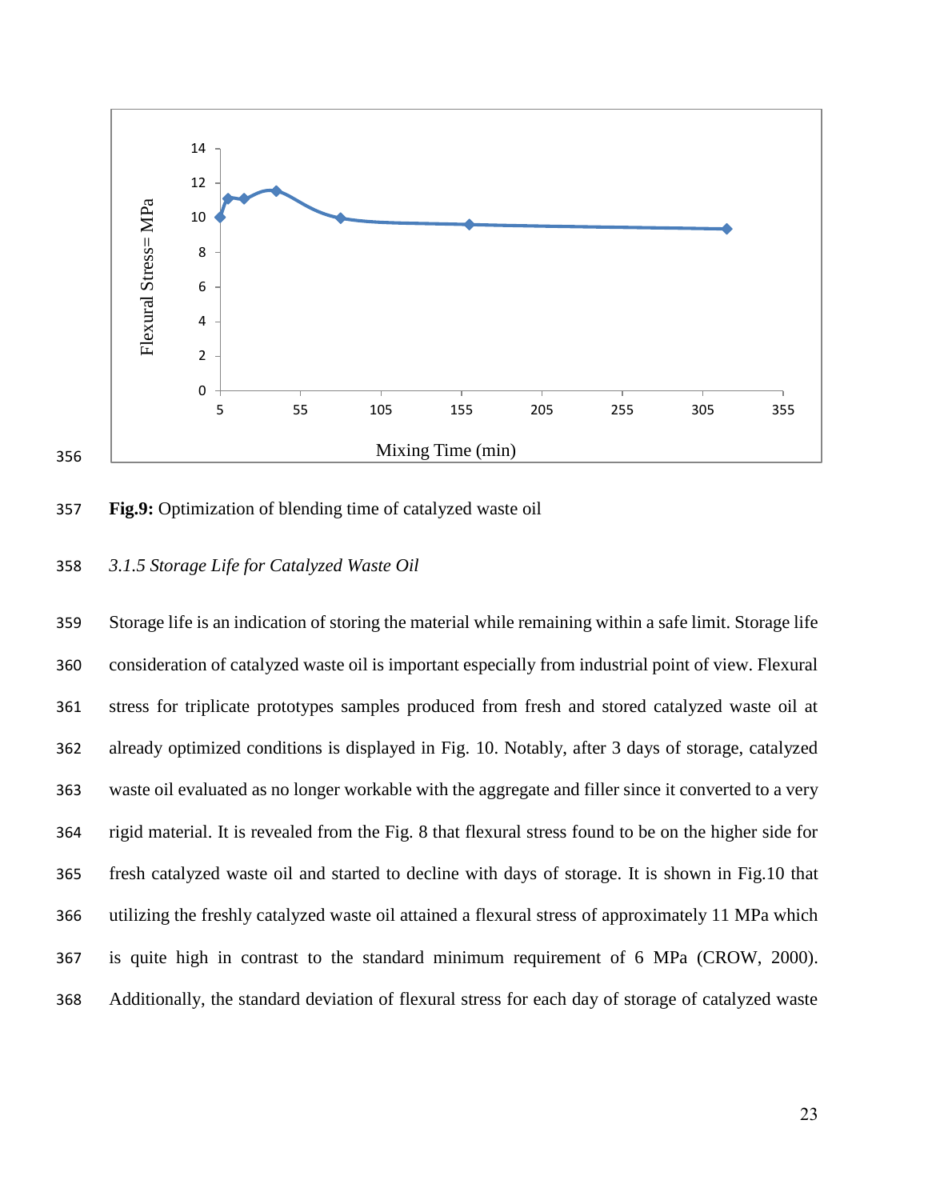Fig.9: Optimization of blending time of catalyzed waste oil

### *3.1.5 Storage Life for Catalyzed Waste Oil*

Storage life is an indication of storing the material while remaining within a safe limit. Storage life consideration of catalyzed waste oil is important especially from industrial point of view. Flexural stress for triplicate prototypes samples produced from fresh and stored catalyzed waste oil at already optimized conditions is displayed in Fig. 10. Notably, after 3 days of storage, catalyzed waste oil evaluated as no longer workable with the aggregate and filler since it converted to a very rigid material. It is revealed from the Fig. 8 that flexural stress found to be on the higher side for fresh catalyzed waste oil and started to decline with days of storage. It is shown in Fig.10 that utilizing the freshly catalyzed waste oil attained a flexural stress of approximately 11 MPa which is quite high in contrast to the standard minimum requirement of 6 MPa (CROW, 2000). Additionally, the standard deviation of flexural stress for each day of storage of catalyzed waste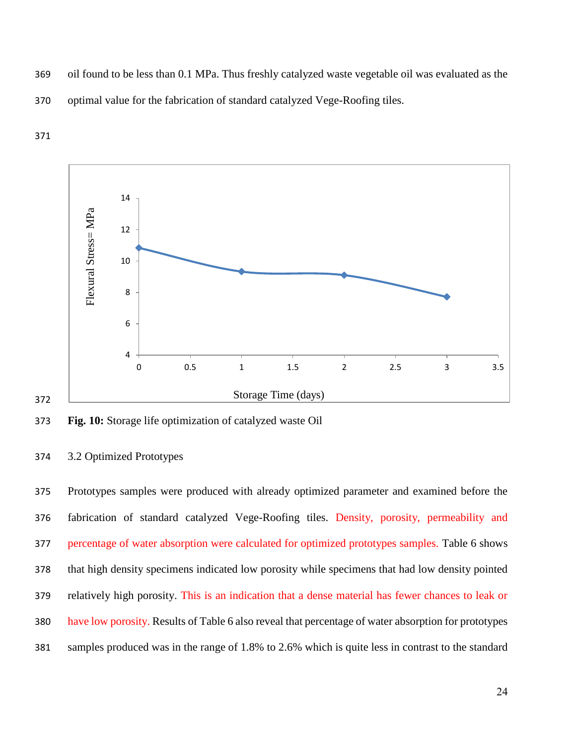oil found to be less than 0.1 MPa. Thus freshly catalyzed waste vegetable oil was evaluated as the optimal value for the fabrication of standard catalyzed Vege-Roofing tiles.

**Fig. 10:** Storage life optimization of catalyzed waste Oil

## 3.2 Optimized Prototypes

Prototypes samples were produced with already optimized parameter and examined before the fabrication of standard catalyzed Vege-Roofing tiles. Density, porosity, permeability and percentage of water absorption were calculated for optimized prototypes samples. Table 6 shows that high density specimens indicated low porosity while specimens that had low density pointed relatively high porosity. This is an indication that a dense material has fewer chances to leak or have low porosity. Results of Table 6 also reveal that percentage of water absorption for prototypes samples produced was in the range of 1.8% to 2.6% which is quite less in contrast to the standard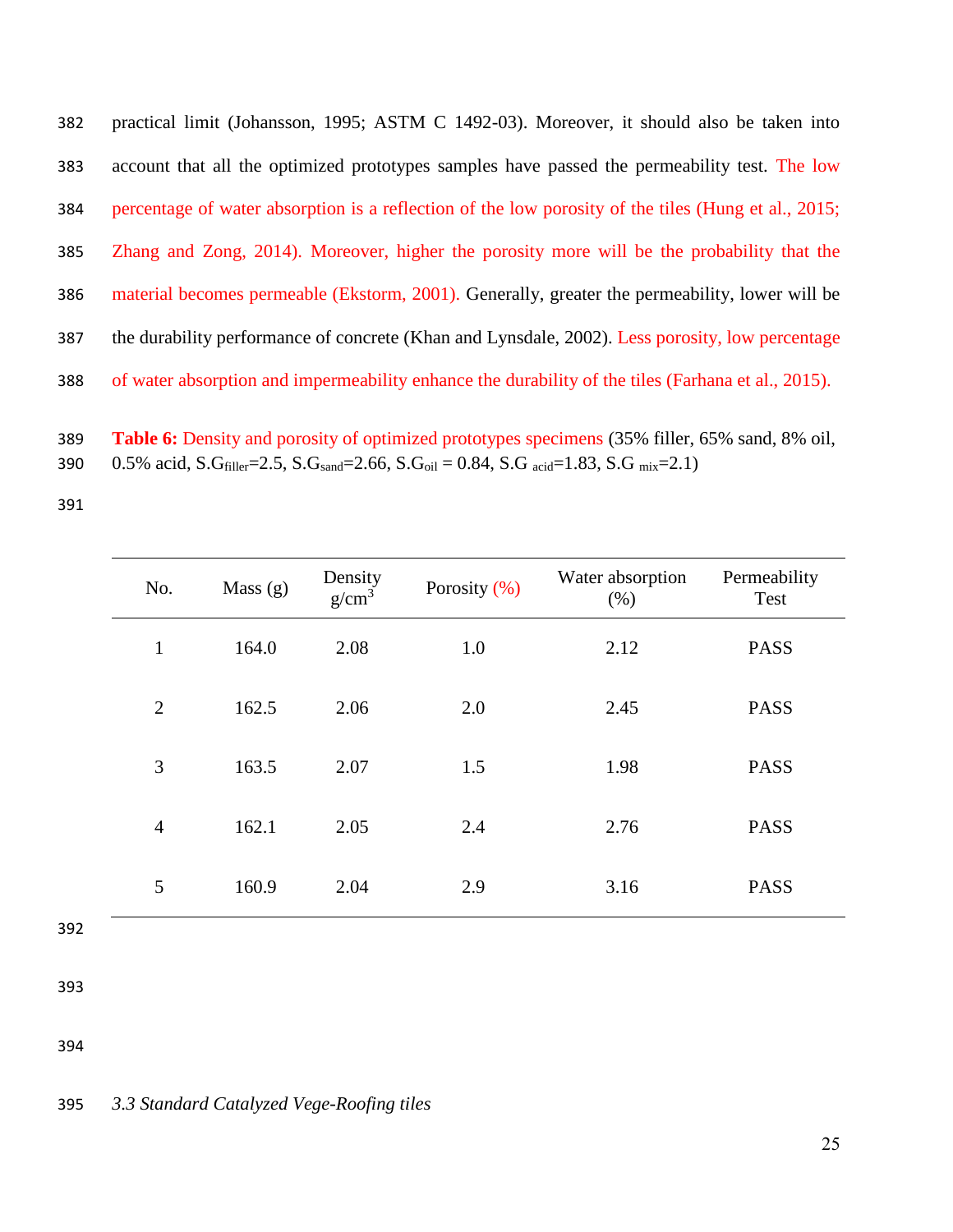practical limit (Johansson, 1995; ASTM C 1492-03). Moreover, it should also be taken into account that all the optimized prototypes samples have passed the permeability test. The low percentage of water absorption is a reflection of the low porosity of the tiles (Hung et al., 2015; Zhang and Zong, 2014). Moreover, higher the porosity more will be the probability that the material becomes permeable (Ekstorm, 2001). Generally, greater the permeability, lower will be the durability performance of concrete (Khan and Lynsdale, 2002). Less porosity, low percentage of water absorption and impermeability enhance the durability of the tiles (Farhana et al., 2015).

**Table 6:** Density and porosity of optimized prototypes specimens (35% filler, 65% sand, 8% oil, 0.5% acid, $S.G_{filler}$=2.5, $S.G_{sand}$=2.66, $S.G_{oil}$ = 0.84, $S.G_{acid}$=1.83, $S.G_{mix}$=2.1)

| No. | Mass (g) | Density g/cm$^3$ | Porosity (%) | Water absorption (%) | Permeability Test |
|---|---|---|---|---|---|
| 1 | 164.0 | 2.08 | 1.0 | 2.12 | PASS |
| 2 | 162.5 | 2.06 | 2.0 | 2.45 | PASS |
| 3 | 163.5 | 2.07 | 1.5 | 1.98 | PASS |
| 4 | 162.1 | 2.05 | 2.4 | 2.76 | PASS |
| 5 | 160.9 | 2.04 | 2.9 | 3.16 | PASS |

*3.3 Standard Catalyzed Vege-Roofing tiles*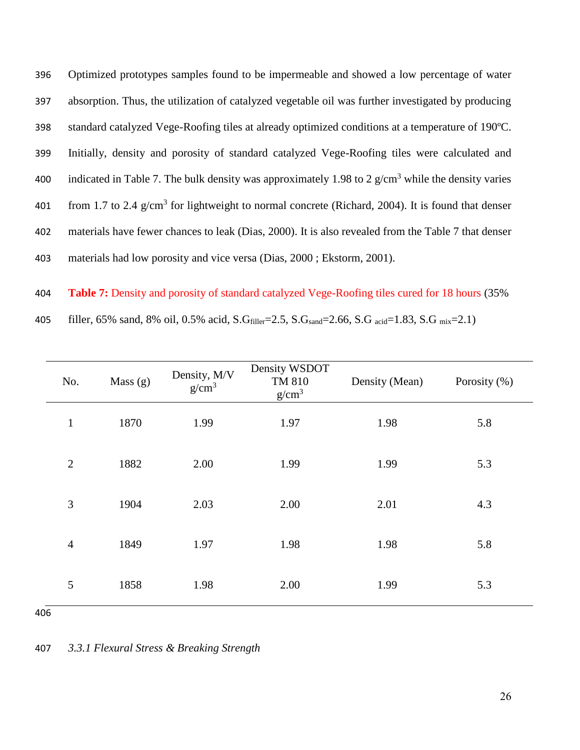Optimized prototypes samples found to be impermeable and showed a low percentage of water absorption. Thus, the utilization of catalyzed vegetable oil was further investigated by producing standard catalyzed Vege-Roofing tiles at already optimized conditions at a temperature of 190ºC. Initially, density and porosity of standard catalyzed Vege-Roofing tiles were calculated and indicated in Table 7. The bulk density was approximately 1.98 to 2 g/cm$^3$ while the density varies from 1.7 to 2.4 g/cm$^3$ for lightweight to normal concrete (Richard, 2004). It is found that denser materials have fewer chances to leak (Dias, 2000). It is also revealed from the Table 7 that denser materials had low porosity and vice versa (Dias, 2000 ; Ekstorm, 2001).

**Table 7:** Density and porosity of standard catalyzed Vege-Roofing tiles cured for 18 hours (35% filler, 65% sand, 8% oil, 0.5% acid, $S.G_{filler}$=2.5, $S.G_{sand}$=2.66, $S.G_{acid}$=1.83, $S.G_{mix}$=2.1)

| No. | Mass (g) | Density, M/V g/cm$^3$ | Density WSDOT TM 810 g/cm$^3$ | Density (Mean) | Porosity (%) |
|---|---|---|---|---|---|
| 1 | 1870 | 1.99 | 1.97 | 1.98 | 5.8 |
| 2 | 1882 | 2.00 | 1.99 | 1.99 | 5.3 |
| 3 | 1904 | 2.03 | 2.00 | 2.01 | 4.3 |
| 4 | 1849 | 1.97 | 1.98 | 1.98 | 5.8 |
| 5 | 1858 | 1.98 | 2.00 | 1.99 | 5.3 |

### *3.3.1 Flexural Stress & Breaking Strength*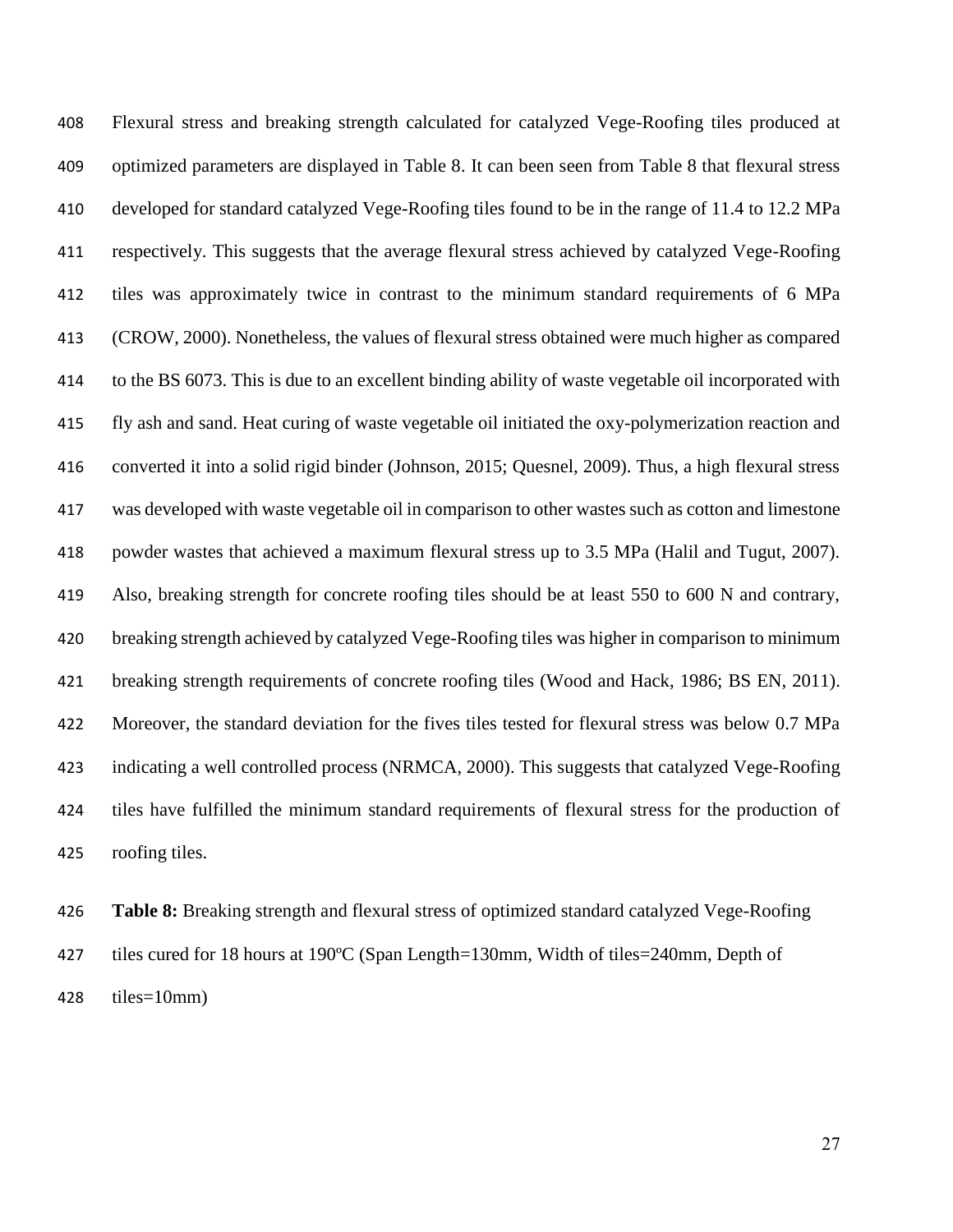Flexural stress and breaking strength calculated for catalyzed Vege-Roofing tiles produced at optimized parameters are displayed in Table 8. It can been seen from Table 8 that flexural stress developed for standard catalyzed Vege-Roofing tiles found to be in the range of 11.4 to 12.2 MPa respectively. This suggests that the average flexural stress achieved by catalyzed Vege-Roofing tiles was approximately twice in contrast to the minimum standard requirements of 6 MPa (CROW, 2000). Nonetheless, the values of flexural stress obtained were much higher as compared to the BS 6073. This is due to an excellent binding ability of waste vegetable oil incorporated with fly ash and sand. Heat curing of waste vegetable oil initiated the oxy-polymerization reaction and converted it into a solid rigid binder (Johnson, 2015; Quesnel, 2009). Thus, a high flexural stress was developed with waste vegetable oil in comparison to other wastes such as cotton and limestone powder wastes that achieved a maximum flexural stress up to 3.5 MPa (Halil and Tugut, 2007). Also, breaking strength for concrete roofing tiles should be at least 550 to 600 N and contrary, breaking strength achieved by catalyzed Vege-Roofing tiles was higher in comparison to minimum breaking strength requirements of concrete roofing tiles (Wood and Hack, 1986; BS EN, 2011). Moreover, the standard deviation for the fives tiles tested for flexural stress was below 0.7 MPa indicating a well controlled process (NRMCA, 2000). This suggests that catalyzed Vege-Roofing tiles have fulfilled the minimum standard requirements of flexural stress for the production of roofing tiles.

**Table 8:** Breaking strength and flexural stress of optimized standard catalyzed Vege-Roofing tiles cured for 18 hours at 190ºC (Span Length=130mm, Width of tiles=240mm, Depth of tiles=10mm)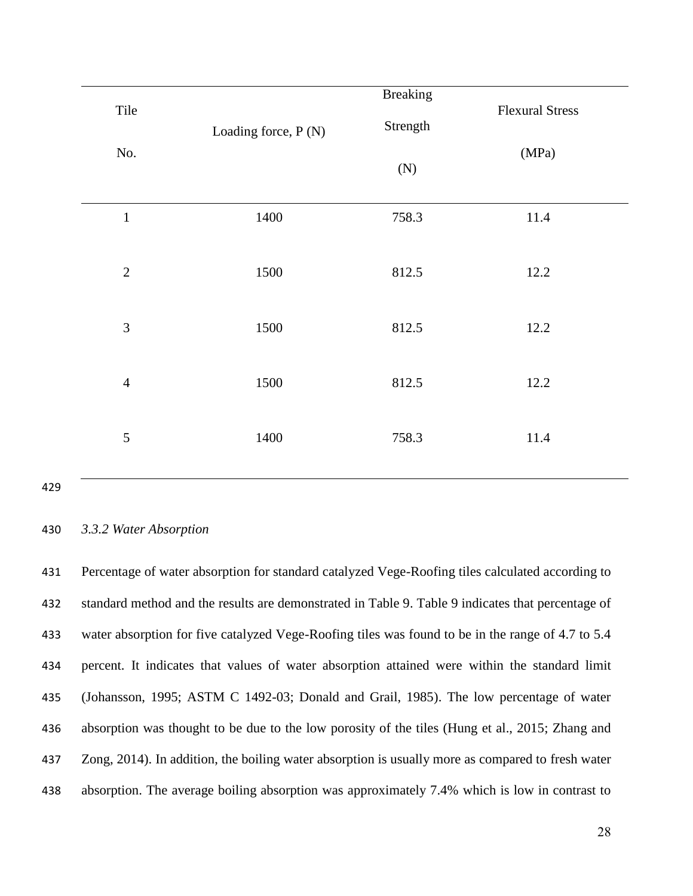| Tile No. | Loading force, P (N) | Breaking Strength (N) | Flexural Stress (MPa) |
|---|---|---|---|
| 1 | 1400 | 758.3 | 11.4 |
| 2 | 1500 | 812.5 | 12.2 |
| 3 | 1500 | 812.5 | 12.2 |
| 4 | 1500 | 812.5 | 12.2 |
| 5 | 1400 | 758.3 | 11.4 |

*3.3.2 Water Absorption*

Percentage of water absorption for standard catalyzed Vege-Roofing tiles calculated according to standard method and the results are demonstrated in Table 9. Table 9 indicates that percentage of water absorption for five catalyzed Vege-Roofing tiles was found to be in the range of 4.7 to 5.4 percent. It indicates that values of water absorption attained were within the standard limit (Johansson, 1995; ASTM C 1492-03; Donald and Grail, 1985). The low percentage of water absorption was thought to be due to the low porosity of the tiles (Hung et al., 2015; Zhang and Zong, 2014). In addition, the boiling water absorption is usually more as compared to fresh water absorption. The average boiling absorption was approximately 7.4% which is low in contrast to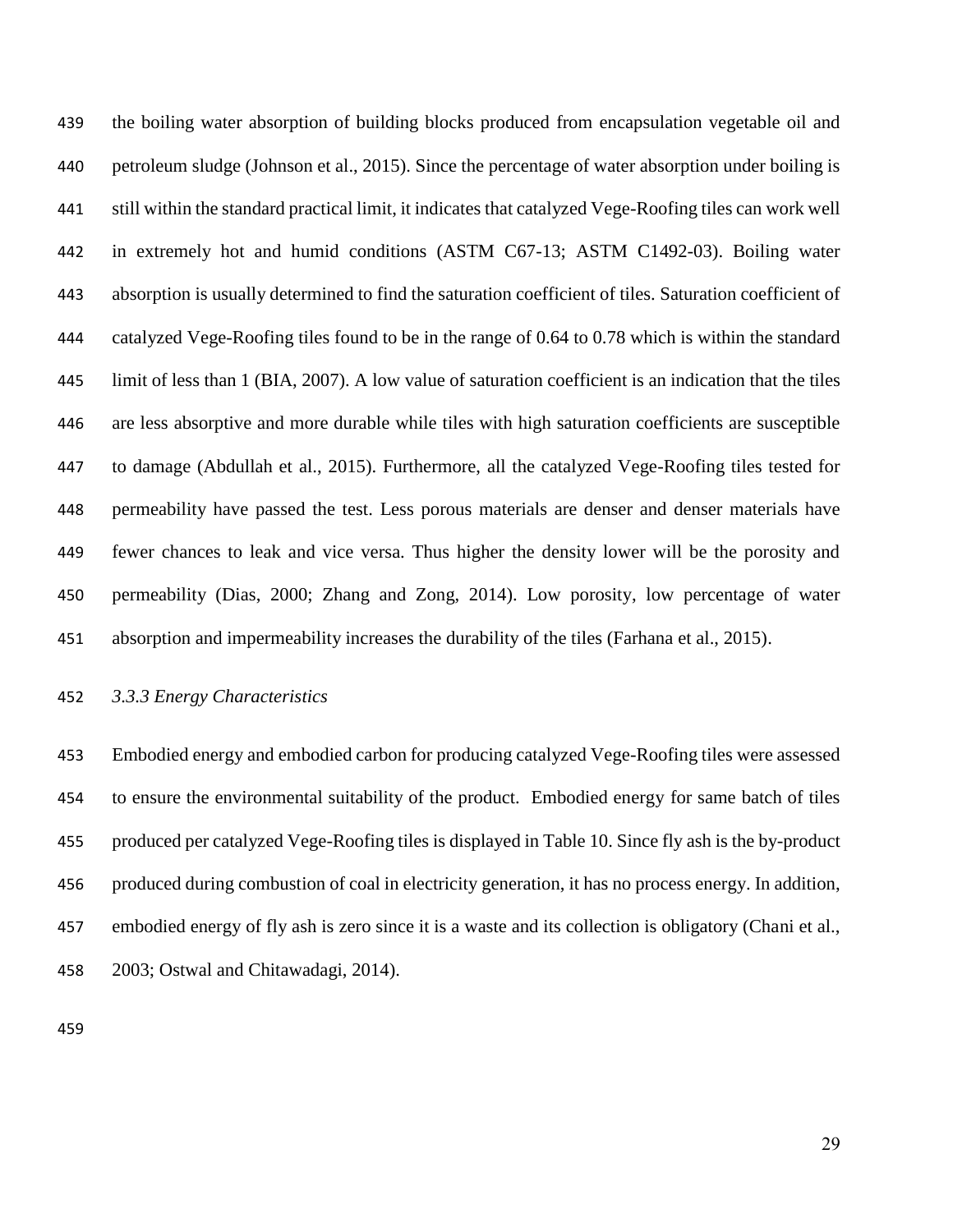the boiling water absorption of building blocks produced from encapsulation vegetable oil and petroleum sludge (Johnson et al., 2015). Since the percentage of water absorption under boiling is still within the standard practical limit, it indicates that catalyzed Vege-Roofing tiles can work well in extremely hot and humid conditions (ASTM C67-13; ASTM C1492-03). Boiling water absorption is usually determined to find the saturation coefficient of tiles. Saturation coefficient of catalyzed Vege-Roofing tiles found to be in the range of 0.64 to 0.78 which is within the standard limit of less than 1 (BIA, 2007). A low value of saturation coefficient is an indication that the tiles are less absorptive and more durable while tiles with high saturation coefficients are susceptible to damage (Abdullah et al., 2015). Furthermore, all the catalyzed Vege-Roofing tiles tested for permeability have passed the test. Less porous materials are denser and denser materials have fewer chances to leak and vice versa. Thus higher the density lower will be the porosity and permeability (Dias, 2000; Zhang and Zong, 2014). Low porosity, low percentage of water absorption and impermeability increases the durability of the tiles (Farhana et al., 2015).

### *3.3.3 Energy Characteristics*

Embodied energy and embodied carbon for producing catalyzed Vege-Roofing tiles were assessed to ensure the environmental suitability of the product. Embodied energy for same batch of tiles produced per catalyzed Vege-Roofing tiles is displayed in Table 10. Since fly ash is the by-product produced during combustion of coal in electricity generation, it has no process energy. In addition, embodied energy of fly ash is zero since it is a waste and its collection is obligatory (Chani et al., 2003; Ostwal and Chitawadagi, 2014).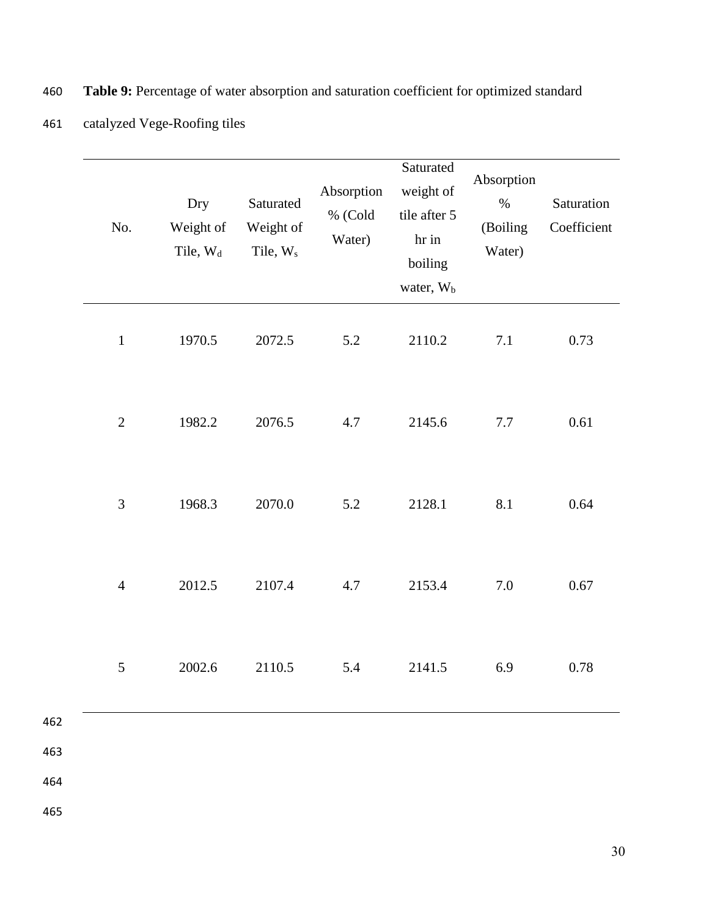**Table 9:** Percentage of water absorption and saturation coefficient for optimized standard catalyzed Vege-Roofing tiles

| No. | Dry Weight of Tile, $W_d$ | Saturated Weight of Tile, $W_s$ | Absorption % (Cold Water) | Saturated weight of tile after 5 hr in boiling water, $W_b$ | Absorption % (Boiling Water) | Saturation Coefficient |
|---|---|---|---|---|---|---|
| 1 | 1970.5 | 2072.5 | 5.2 | 2110.2 | 7.1 | 0.73 |
| 2 | 1982.2 | 2076.5 | 4.7 | 2145.6 | 7.7 | 0.61 |
| 3 | 1968.3 | 2070.0 | 5.2 | 2128.1 | 8.1 | 0.64 |
| 4 | 2012.5 | 2107.4 | 4.7 | 2153.4 | 7.0 | 0.67 |
| 5 | 2002.6 | 2110.5 | 5.4 | 2141.5 | 6.9 | 0.78 |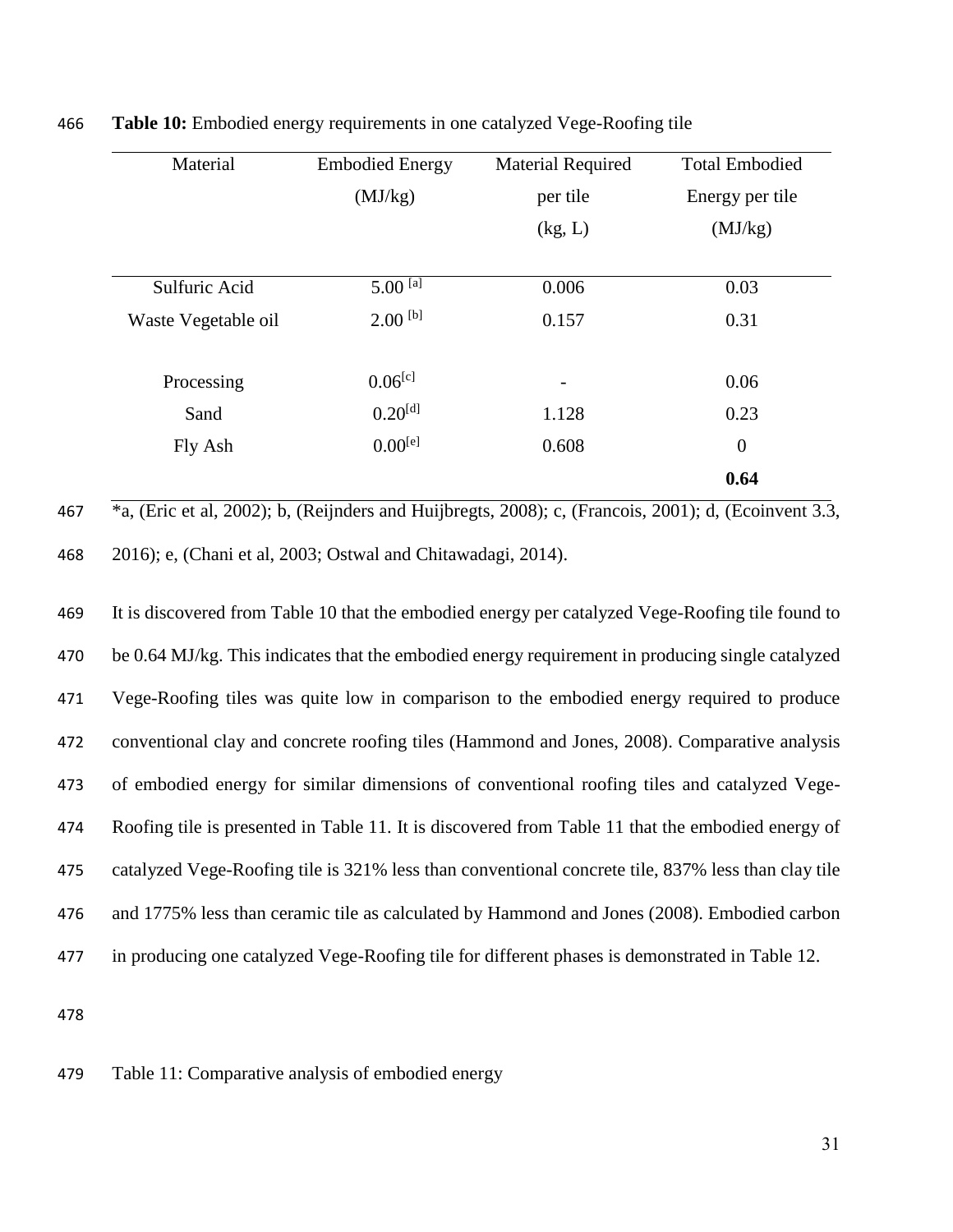**Table 10:** Embodied energy requirements in one catalyzed Vege-Roofing tile

| Material | Embodied Energy (MJ/kg) | Material Required per tile (kg, L) | Total Embodied Energy per tile (MJ/kg) |
|---|---|---|---|
| Sulfuric Acid | 5.00 [a] | 0.006 | 0.03 |
| Waste Vegetable oil | 2.00 [b] | 0.157 | 0.31 |
| Processing | 0.06[c] | - | 0.06 |
| Sand | 0.20[d] | 1.128 | 0.23 |
| Fly Ash | 0.00[e] | 0.608 | 0 |
| | | | **0.64** |

*a, (Eric et al, 2002); b, (Reijnders and Huijbregts, 2008); c, (Francois, 2001); d, (Ecoinvent 3.3, 2016); e, (Chani et al, 2003; Ostwal and Chitawadagi, 2014).

It is discovered from Table 10 that the embodied energy per catalyzed Vege-Roofing tile found to be 0.64 MJ/kg. This indicates that the embodied energy requirement in producing single catalyzed Vege-Roofing tiles was quite low in comparison to the embodied energy required to produce conventional clay and concrete roofing tiles (Hammond and Jones, 2008). Comparative analysis of embodied energy for similar dimensions of conventional roofing tiles and catalyzed Vege-Roofing tile is presented in Table 11. It is discovered from Table 11 that the embodied energy of catalyzed Vege-Roofing tile is 321% less than conventional concrete tile, 837% less than clay tile and 1775% less than ceramic tile as calculated by Hammond and Jones (2008). Embodied carbon in producing one catalyzed Vege-Roofing tile for different phases is demonstrated in Table 12.

Table 11: Comparative analysis of embodied energy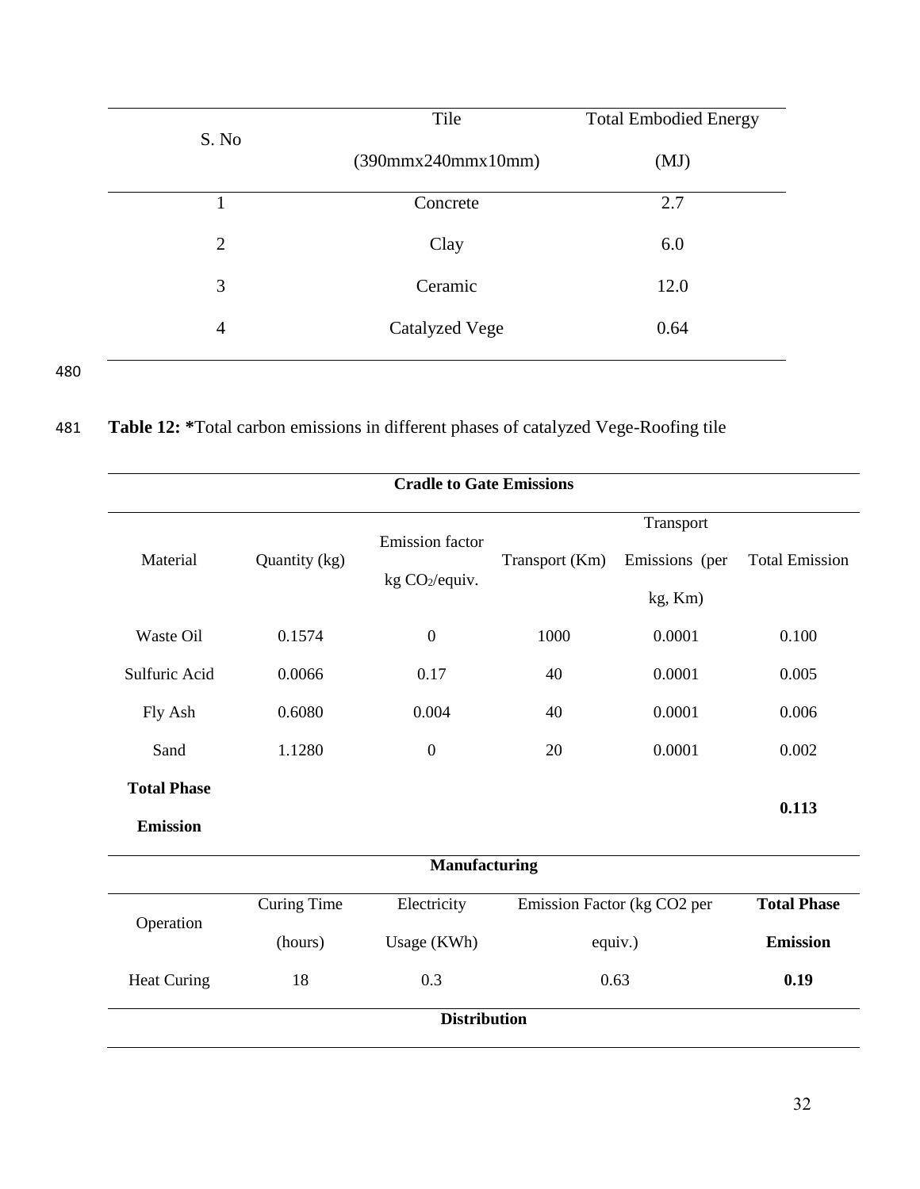| S. No | Tile (390mmx240mmx10mm) | Total Embodied Energy (MJ) |
|---|---|---|
| 1 | Concrete | 2.7 |
| 2 | Clay | 6.0 |
| 3 | Ceramic | 12.0 |
| 4 | Catalyzed Vege | 0.64 |

**Table 12: \***Total carbon emissions in different phases of catalyzed Vege-Roofing tile

| **Cradle to Gate Emissions** | | | | | |
|---|---|---|---|---|---|
| Material | Quantity (kg) | Emission factor kg $CO_2$/equiv. | Transport (Km) | Transport Emissions (per kg, Km) | Total Emission |
| Waste Oil | 0.1574 | 0 | 1000 | 0.0001 | 0.100 |
| Sulfuric Acid | 0.0066 | 0.17 | 40 | 0.0001 | 0.005 |
| Fly Ash | 0.6080 | 0.004 | 40 | 0.0001 | 0.006 |
| Sand | 1.1280 | 0 | 20 | 0.0001 | 0.002 |
| **Total Phase Emission** | | | | | **0.113** |
| **Manufacturing** | | | | | |
| Operation | Curing Time (hours) | Electricity Usage (KWh) | Emission Factor (kg CO2 per equiv.) | | **Total Phase Emission** |
| Heat Curing | 18 | 0.3 | 0.63 | | **0.19** |
| **Distribution** | | | | | |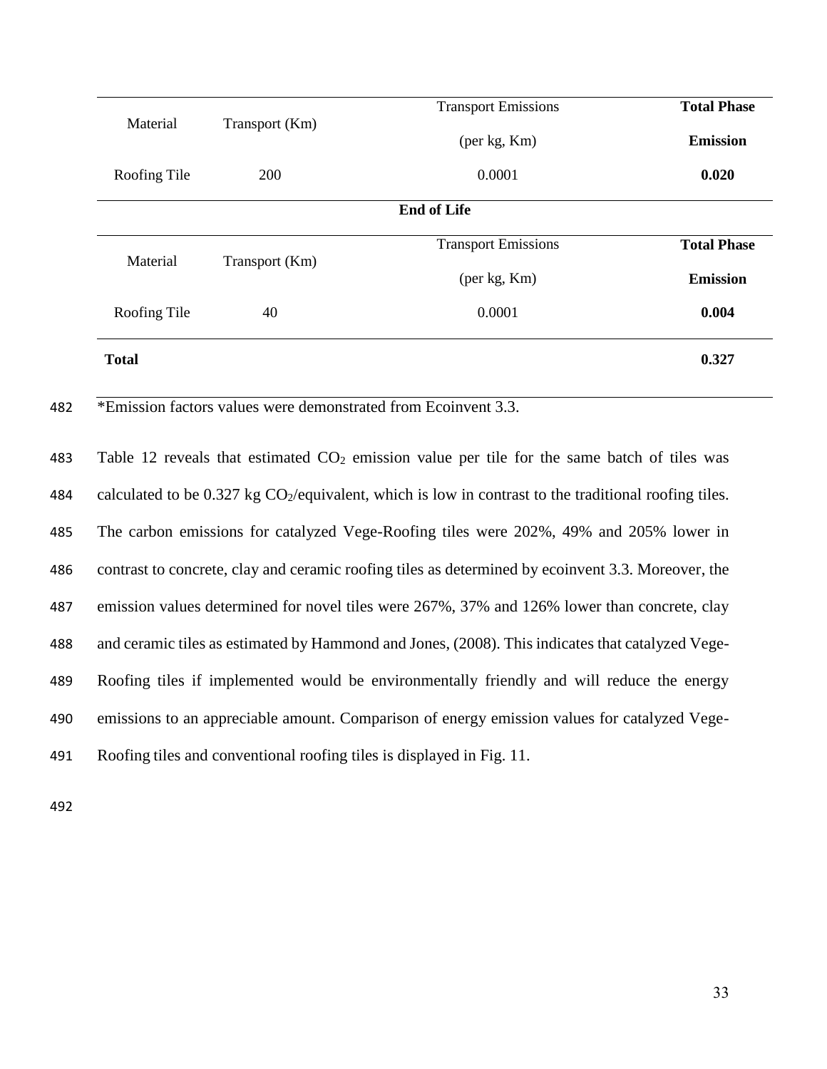| Material | Transport (Km) | Transport Emissions (per kg, Km) | **Total Phase Emission** |
|---|---|---|---|
| Roofing Tile | 200 | 0.0001 | **0.020** |
| **End of Life** | | | |
| Material | Transport (Km) | Transport Emissions (per kg, Km) | **Total Phase Emission** |
| Roofing Tile | 40 | 0.0001 | **0.004** |
| **Total** | | | **0.327** |

*Emission factors values were demonstrated from Ecoinvent 3.3.

Table 12 reveals that estimated $CO_2$ emission value per tile for the same batch of tiles was calculated to be 0.327 kg $CO_2$/equivalent, which is low in contrast to the traditional roofing tiles. The carbon emissions for catalyzed Vege-Roofing tiles were 202%, 49% and 205% lower in contrast to concrete, clay and ceramic roofing tiles as determined by ecoinvent 3.3. Moreover, the emission values determined for novel tiles were 267%, 37% and 126% lower than concrete, clay and ceramic tiles as estimated by Hammond and Jones, (2008). This indicates that catalyzed Vege-Roofing tiles if implemented would be environmentally friendly and will reduce the energy emissions to an appreciable amount. Comparison of energy emission values for catalyzed Vege-Roofing tiles and conventional roofing tiles is displayed in Fig. 11.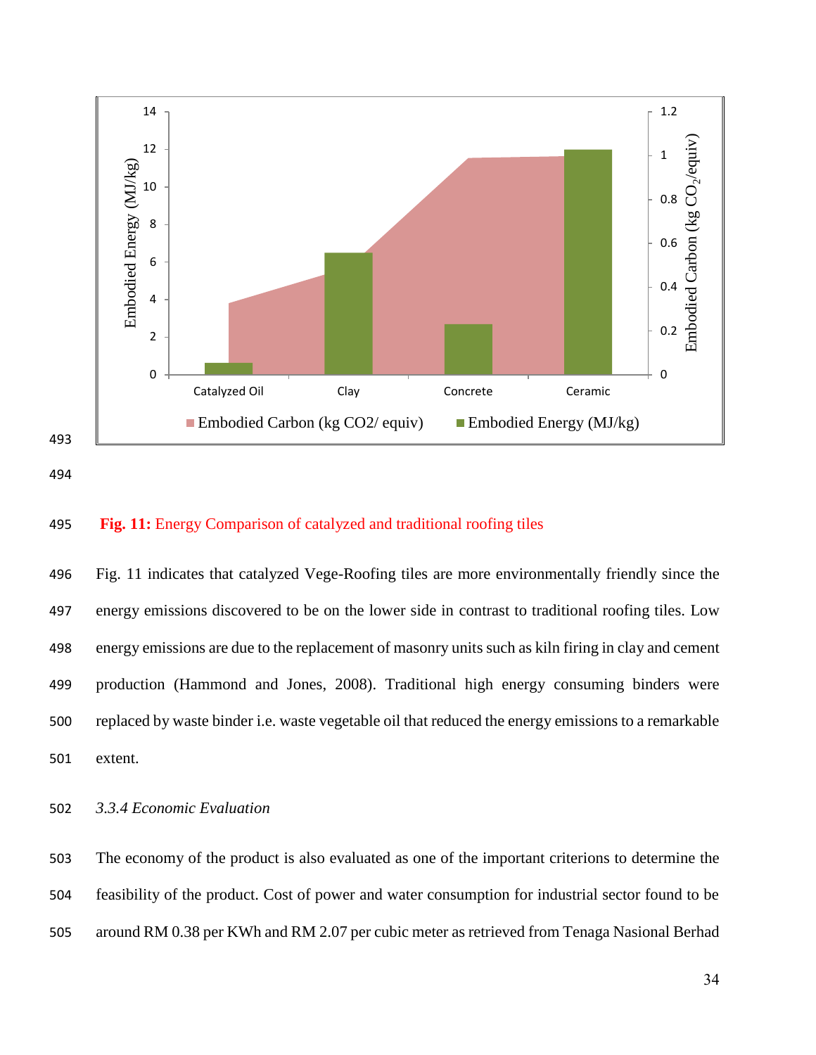**Fig. 11:** Energy Comparison of catalyzed and traditional roofing tiles

Fig. 11 indicates that catalyzed Vege-Roofing tiles are more environmentally friendly since the energy emissions discovered to be on the lower side in contrast to traditional roofing tiles. Low energy emissions are due to the replacement of masonry units such as kiln firing in clay and cement production (Hammond and Jones, 2008). Traditional high energy consuming binders were replaced by waste binder i.e. waste vegetable oil that reduced the energy emissions to a remarkable extent.

*3.3.4 Economic Evaluation*

The economy of the product is also evaluated as one of the important criterions to determine the feasibility of the product. Cost of power and water consumption for industrial sector found to be around RM 0.38 per KWh and RM 2.07 per cubic meter as retrieved from Tenaga Nasional Berhad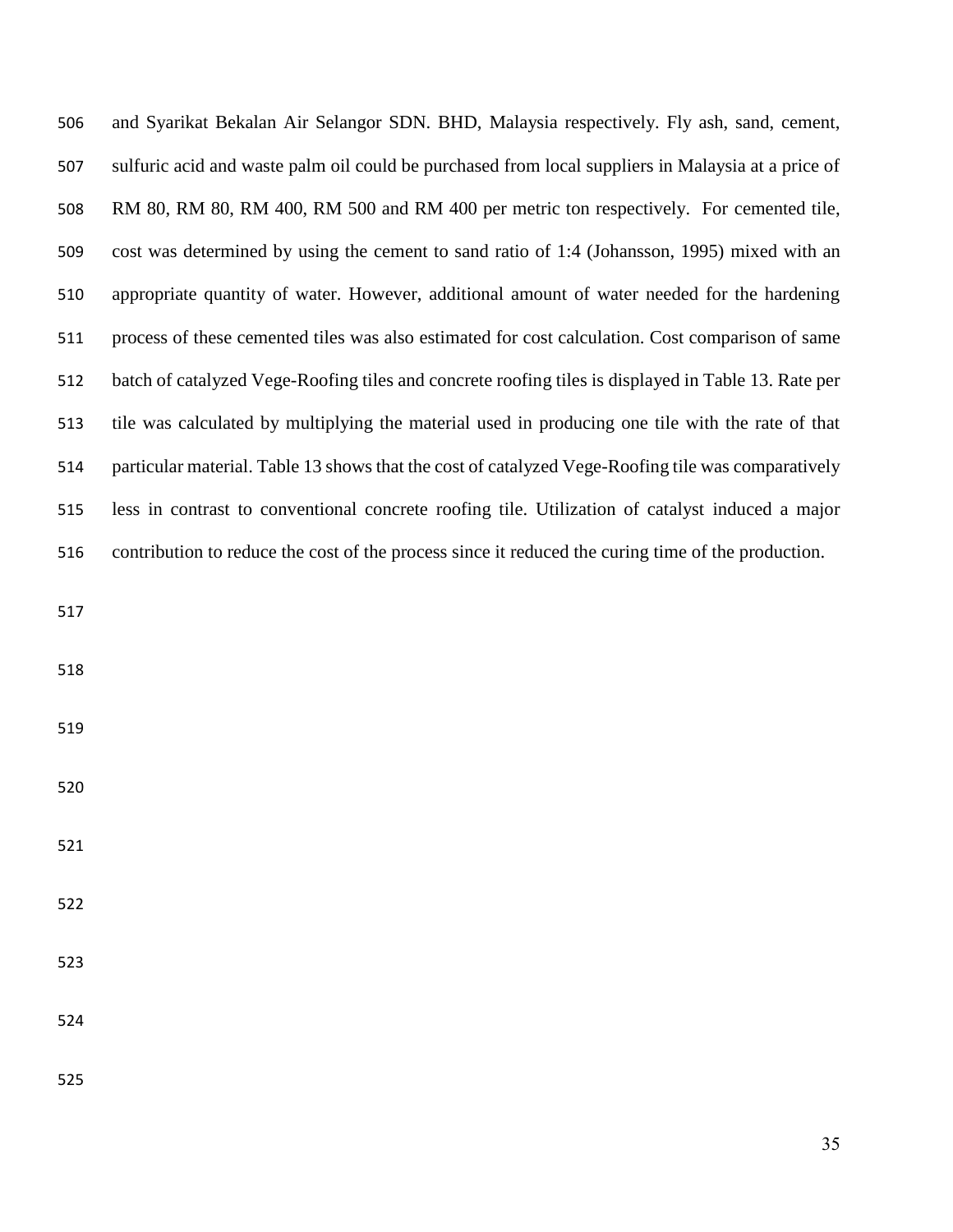and Syarikat Bekalan Air Selangor SDN. BHD, Malaysia respectively. Fly ash, sand, cement, sulfuric acid and waste palm oil could be purchased from local suppliers in Malaysia at a price of RM 80, RM 80, RM 400, RM 500 and RM 400 per metric ton respectively. For cemented tile, cost was determined by using the cement to sand ratio of 1:4 (Johansson, 1995) mixed with an appropriate quantity of water. However, additional amount of water needed for the hardening process of these cemented tiles was also estimated for cost calculation. Cost comparison of same batch of catalyzed Vege-Roofing tiles and concrete roofing tiles is displayed in Table 13. Rate per tile was calculated by multiplying the material used in producing one tile with the rate of that particular material. Table 13 shows that the cost of catalyzed Vege-Roofing tile was comparatively less in contrast to conventional concrete roofing tile. Utilization of catalyst induced a major contribution to reduce the cost of the process since it reduced the curing time of the production.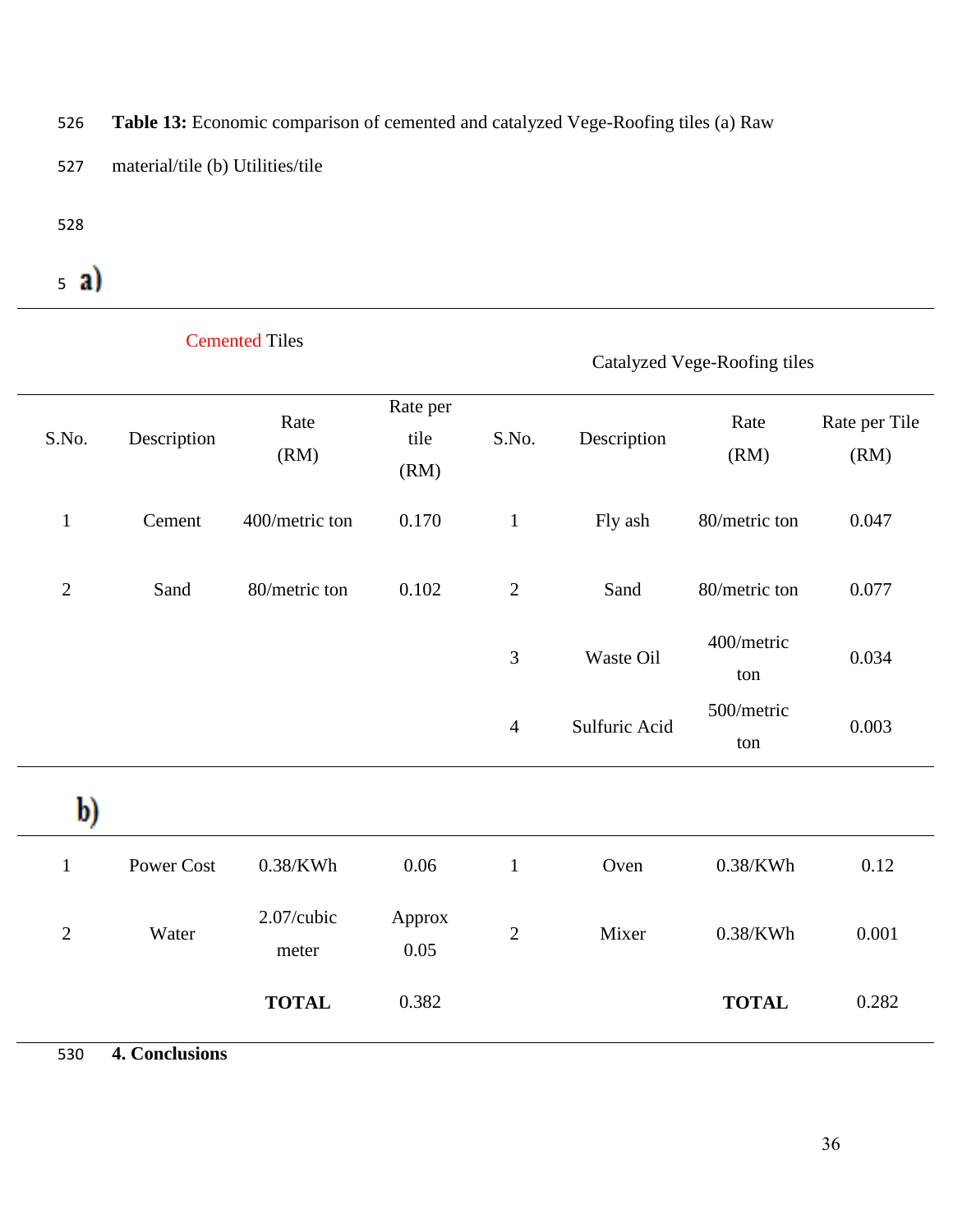**Table 13:** Economic comparison of cemented and catalyzed Vege-Roofing tiles (a) Raw material/tile (b) Utilities/tile

a)

| Cemented Tiles | | | | Catalyzed Vege-Roofing tiles | | | |
|---|---|---|---|---|---|---|---|
| S.No. | Description | Rate (RM) | Rate per tile (RM) | S.No. | Description | Rate (RM) | Rate per Tile (RM) |
| 1 | Cement | 400/metric ton | 0.170 | 1 | Fly ash | 80/metric ton | 0.047 |
| 2 | Sand | 80/metric ton | 0.102 | 2 | Sand | 80/metric ton | 0.077 |
| | | | | 3 | Waste Oil | 400/metric ton | 0.034 |
| | | | | 4 | Sulfuric Acid | 500/metric ton | 0.003 |

b)

| S.No. | Description | Rate (RM) | Rate per tile (RM) | S.No. | Description | Rate (RM) | Rate per Tile (RM) |
|---|---|---|---|---|---|---|---|
| 1 | Power Cost | 0.38/KWh | 0.06 | 1 | Oven | 0.38/KWh | 0.12 |
| 2 | Water | 2.07/cubic meter | Approx 0.05 | 2 | Mixer | 0.38/KWh | 0.001 |
| | | **TOTAL** | 0.382 | | | **TOTAL** | 0.282 |

## 4. Conclusions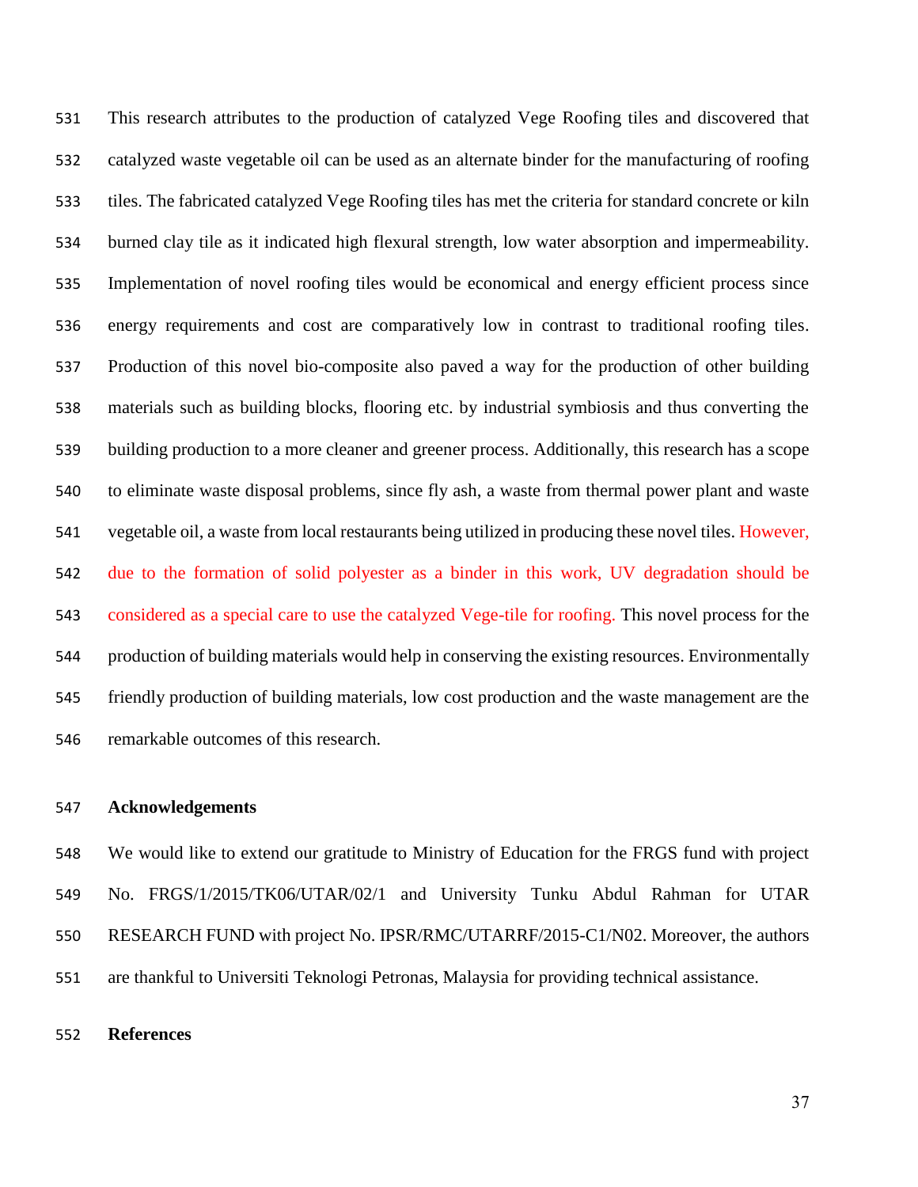This research attributes to the production of catalyzed Vege Roofing tiles and discovered that catalyzed waste vegetable oil can be used as an alternate binder for the manufacturing of roofing tiles. The fabricated catalyzed Vege Roofing tiles has met the criteria for standard concrete or kiln burned clay tile as it indicated high flexural strength, low water absorption and impermeability. Implementation of novel roofing tiles would be economical and energy efficient process since energy requirements and cost are comparatively low in contrast to traditional roofing tiles. Production of this novel bio-composite also paved a way for the production of other building materials such as building blocks, flooring etc. by industrial symbiosis and thus converting the building production to a more cleaner and greener process. Additionally, this research has a scope to eliminate waste disposal problems, since fly ash, a waste from thermal power plant and waste vegetable oil, a waste from local restaurants being utilized in producing these novel tiles. However, due to the formation of solid polyester as a binder in this work, UV degradation should be considered as a special care to use the catalyzed Vege-tile for roofing. This novel process for the production of building materials would help in conserving the existing resources. Environmentally friendly production of building materials, low cost production and the waste management are the remarkable outcomes of this research.

## Acknowledgements

We would like to extend our gratitude to Ministry of Education for the FRGS fund with project No. FRGS/1/2015/TK06/UTAR/02/1 and University Tunku Abdul Rahman for UTAR RESEARCH FUND with project No. IPSR/RMC/UTARRF/2015-C1/N02. Moreover, the authors are thankful to Universiti Teknologi Petronas, Malaysia for providing technical assistance.

## References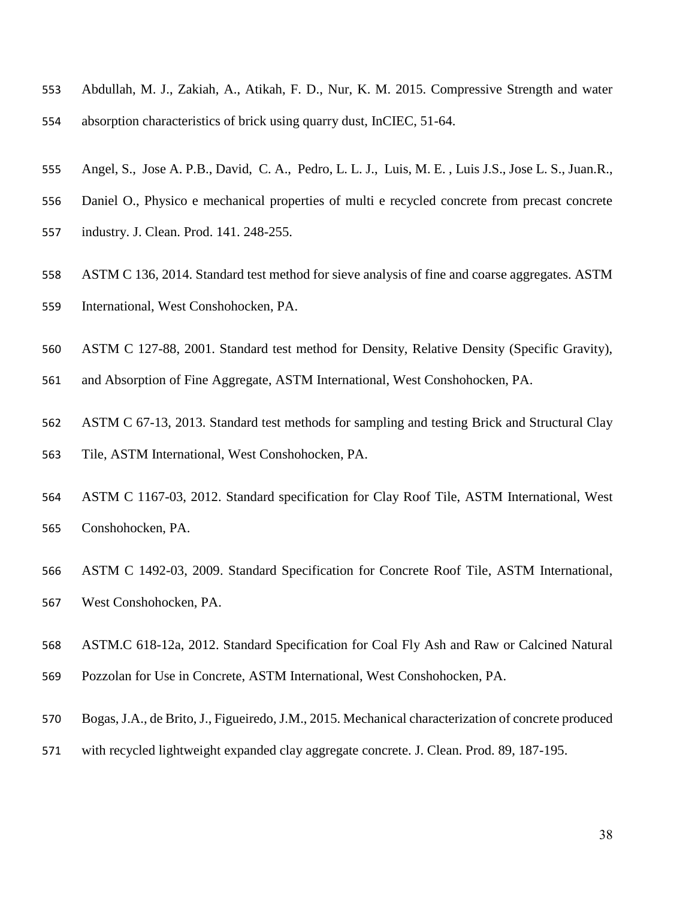Abdullah, M. J., Zakiah, A., Atikah, F. D., Nur, K. M. 2015. Compressive Strength and water absorption characteristics of brick using quarry dust, InCIEC, 51-64.

Angel, S., Jose A. P.B., David, C. A., Pedro, L. L. J., Luis, M. E. , Luis J.S., Jose L. S., Juan.R., Daniel O., Physico e mechanical properties of multi e recycled concrete from precast concrete industry. J. Clean. Prod. 141. 248-255.

ASTM C 136, 2014. Standard test method for sieve analysis of fine and coarse aggregates. ASTM International, West Conshohocken, PA.

ASTM C 127-88, 2001. Standard test method for Density, Relative Density (Specific Gravity), and Absorption of Fine Aggregate, ASTM International, West Conshohocken, PA.

ASTM C 67-13, 2013. Standard test methods for sampling and testing Brick and Structural Clay Tile, ASTM International, West Conshohocken, PA.

ASTM C 1167-03, 2012. Standard specification for Clay Roof Tile, ASTM International, West Conshohocken, PA.

ASTM C 1492-03, 2009. Standard Specification for Concrete Roof Tile, ASTM International, West Conshohocken, PA.

ASTM.C 618-12a, 2012. Standard Specification for Coal Fly Ash and Raw or Calcined Natural Pozzolan for Use in Concrete, ASTM International, West Conshohocken, PA.

Bogas, J.A., de Brito, J., Figueiredo, J.M., 2015. Mechanical characterization of concrete produced with recycled lightweight expanded clay aggregate concrete. J. Clean. Prod. 89, 187-195.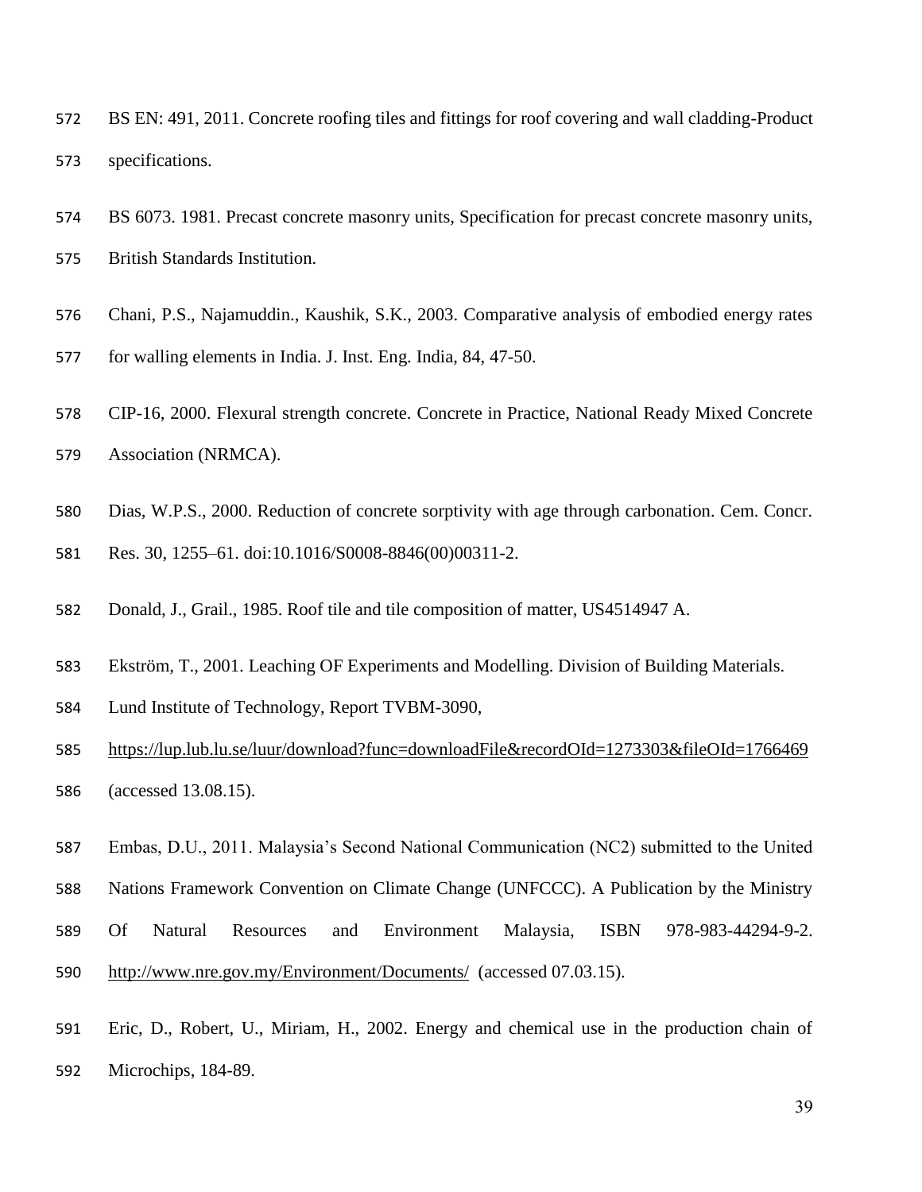BS EN: 491, 2011. Concrete roofing tiles and fittings for roof covering and wall cladding-Product specifications.

BS 6073. 1981. Precast concrete masonry units, Specification for precast concrete masonry units, British Standards Institution.

Chani, P.S., Najamuddin., Kaushik, S.K., 2003. Comparative analysis of embodied energy rates for walling elements in India. J. Inst. Eng. India, 84, 47-50.

CIP-16, 2000. Flexural strength concrete. Concrete in Practice, National Ready Mixed Concrete Association (NRMCA).

Dias, W.P.S., 2000. Reduction of concrete sorptivity with age through carbonation. Cem. Concr. Res. 30, 1255–61. doi:10.1016/S0008-8846(00)00311-2.

Donald, J., Grail., 1985. Roof tile and tile composition of matter, US4514947 A.

Ekström, T., 2001. Leaching OF Experiments and Modelling. Division of Building Materials. Lund Institute of Technology, Report TVBM-3090, https://lup.lub.lu.se/luur/download?func=downloadFile&recordOId=1273303&fileOId=1766469 (accessed 13.08.15).

Embas, D.U., 2011. Malaysia's Second National Communication (NC2) submitted to the United Nations Framework Convention on Climate Change (UNFCCC). A Publication by the Ministry Of Natural Resources and Environment Malaysia, ISBN 978-983-44294-9-2. http://www.nre.gov.my/Environment/Documents/ (accessed 07.03.15).

Eric, D., Robert, U., Miriam, H., 2002. Energy and chemical use in the production chain of Microchips, 184-89.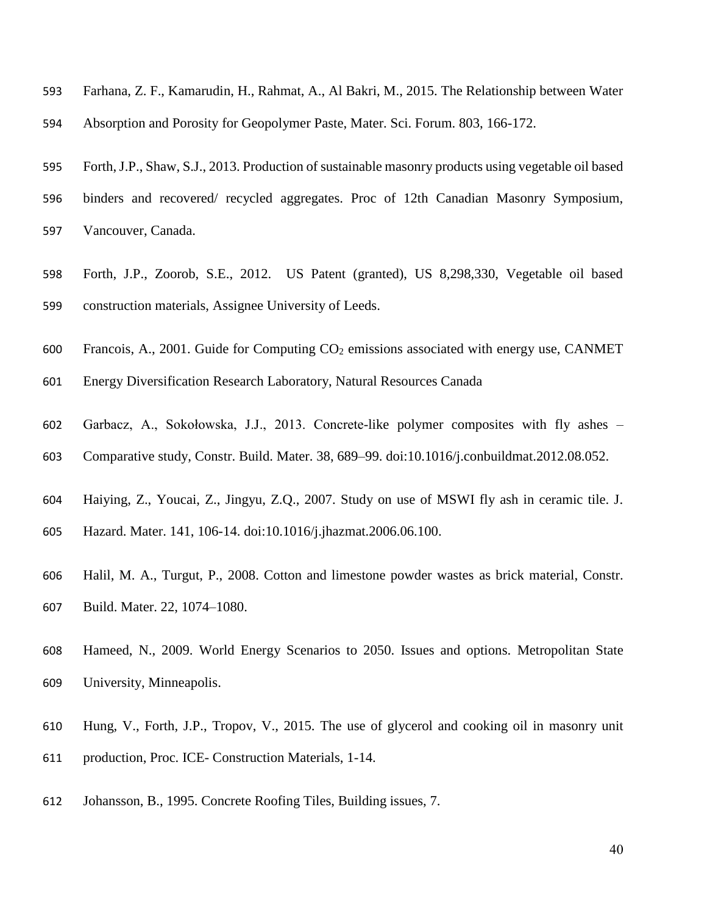Farhana, Z. F., Kamarudin, H., Rahmat, A., Al Bakri, M., 2015. The Relationship between Water Absorption and Porosity for Geopolymer Paste, Mater. Sci. Forum. 803, 166-172.

Forth, J.P., Shaw, S.J., 2013. Production of sustainable masonry products using vegetable oil based binders and recovered/ recycled aggregates. Proc of 12th Canadian Masonry Symposium, Vancouver, Canada.

Forth, J.P., Zoorob, S.E., 2012. US Patent (granted), US 8,298,330, Vegetable oil based construction materials, Assignee University of Leeds.

Francois, A., 2001. Guide for Computing $CO_2$ emissions associated with energy use, CANMET Energy Diversification Research Laboratory, Natural Resources Canada

Garbacz, A., Sokołowska, J.J., 2013. Concrete-like polymer composites with fly ashes – Comparative study, Constr. Build. Mater. 38, 689–99. doi:10.1016/j.conbuildmat.2012.08.052.

Haiying, Z., Youcai, Z., Jingyu, Z.Q., 2007. Study on use of MSWI fly ash in ceramic tile. J. Hazard. Mater. 141, 106-14. doi:10.1016/j.jhazmat.2006.06.100.

Halil, M. A., Turgut, P., 2008. Cotton and limestone powder wastes as brick material, Constr. Build. Mater. 22, 1074–1080.

Hameed, N., 2009. World Energy Scenarios to 2050. Issues and options. Metropolitan State University, Minneapolis.

Hung, V., Forth, J.P., Tropov, V., 2015. The use of glycerol and cooking oil in masonry unit production, Proc. ICE- Construction Materials, 1-14.

Johansson, B., 1995. Concrete Roofing Tiles, Building issues, 7.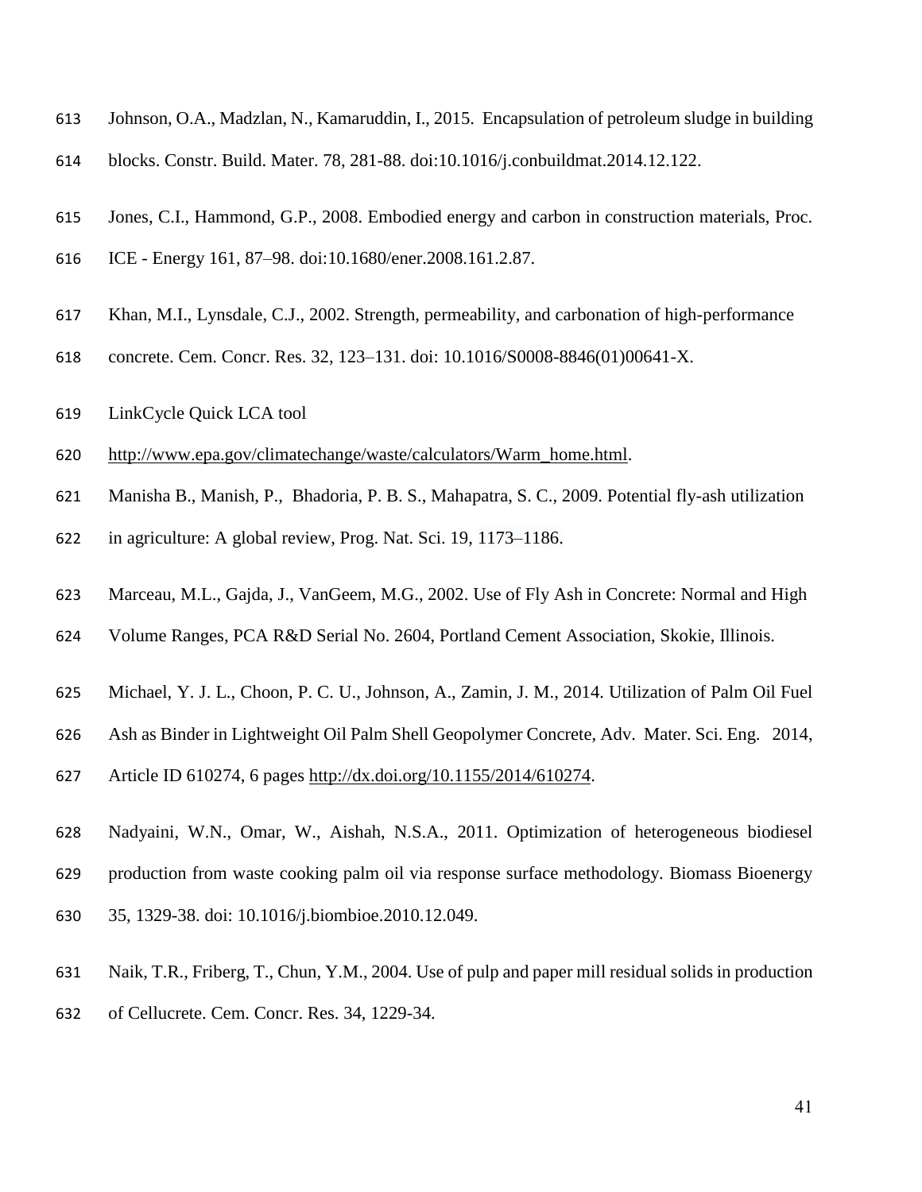Johnson, O.A., Madzlan, N., Kamaruddin, I., 2015. Encapsulation of petroleum sludge in building blocks. Constr. Build. Mater. 78, 281-88. doi:10.1016/j.conbuildmat.2014.12.122.

Jones, C.I., Hammond, G.P., 2008. Embodied energy and carbon in construction materials, Proc. ICE - Energy 161, 87–98. doi:10.1680/ener.2008.161.2.87.

Khan, M.I., Lynsdale, C.J., 2002. Strength, permeability, and carbonation of high-performance concrete. Cem. Concr. Res. 32, 123–131. doi: 10.1016/S0008-8846(01)00641-X.

LinkCycle Quick LCA tool

http://www.epa.gov/climatechange/waste/calculators/Warm_home.html.

Manisha B., Manish, P., Bhadoria, P. B. S., Mahapatra, S. C., 2009. Potential fly-ash utilization in agriculture: A global review, Prog. Nat. Sci. 19, 1173–1186.

Marceau, M.L., Gajda, J., VanGeem, M.G., 2002. Use of Fly Ash in Concrete: Normal and High Volume Ranges, PCA R&D Serial No. 2604, Portland Cement Association, Skokie, Illinois.

Michael, Y. J. L., Choon, P. C. U., Johnson, A., Zamin, J. M., 2014. Utilization of Palm Oil Fuel Ash as Binder in Lightweight Oil Palm Shell Geopolymer Concrete, Adv. Mater. Sci. Eng. 2014, Article ID 610274, 6 pages http://dx.doi.org/10.1155/2014/610274.

Nadyaini, W.N., Omar, W., Aishah, N.S.A., 2011. Optimization of heterogeneous biodiesel production from waste cooking palm oil via response surface methodology. Biomass Bioenergy 35, 1329-38. doi: 10.1016/j.biombioe.2010.12.049.

Naik, T.R., Friberg, T., Chun, Y.M., 2004. Use of pulp and paper mill residual solids in production of Cellucrete. Cem. Concr. Res. 34, 1229-34.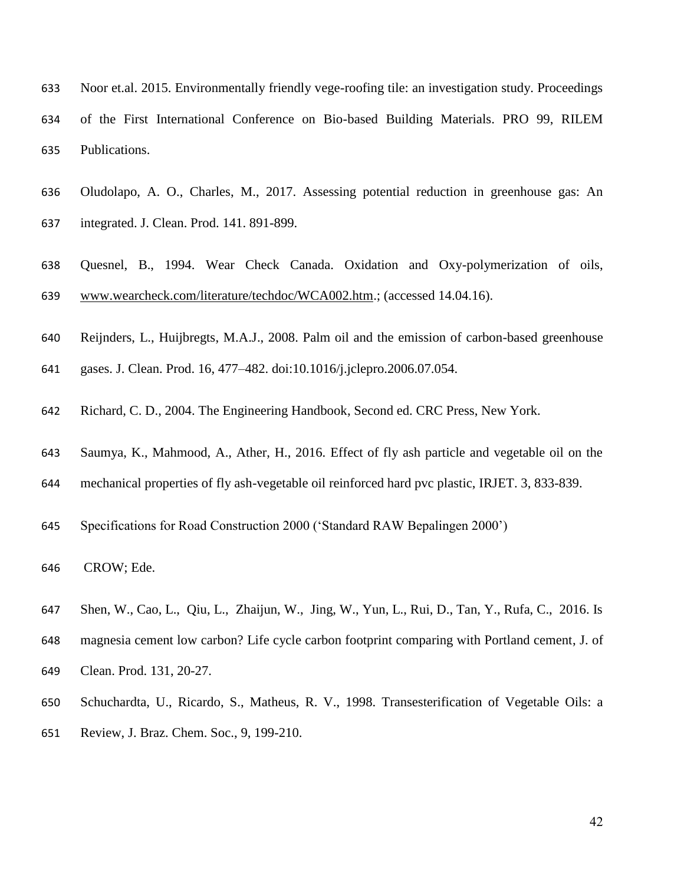Noor et.al. 2015. Environmentally friendly vege-roofing tile: an investigation study. Proceedings of the First International Conference on Bio-based Building Materials. PRO 99, RILEM Publications.

Oludolapo, A. O., Charles, M., 2017. Assessing potential reduction in greenhouse gas: An integrated. J. Clean. Prod. 141. 891-899.

Quesnel, B., 1994. Wear Check Canada. Oxidation and Oxy-polymerization of oils, www.wearcheck.com/literature/techdoc/WCA002.htm.; (accessed 14.04.16).

Reijnders, L., Huijbregts, M.A.J., 2008. Palm oil and the emission of carbon-based greenhouse gases. J. Clean. Prod. 16, 477–482. doi:10.1016/j.jclepro.2006.07.054.

Richard, C. D., 2004. The Engineering Handbook, Second ed. CRC Press, New York.

Saumya, K., Mahmood, A., Ather, H., 2016. Effect of fly ash particle and vegetable oil on the mechanical properties of fly ash-vegetable oil reinforced hard pvc plastic, IRJET. 3, 833-839.

Specifications for Road Construction 2000 ('Standard RAW Bepalingen 2000')

CROW; Ede.

Shen, W., Cao, L., Qiu, L., Zhaijun, W., Jing, W., Yun, L., Rui, D., Tan, Y., Rufa, C., 2016. Is magnesia cement low carbon? Life cycle carbon footprint comparing with Portland cement, J. of Clean. Prod. 131, 20-27.

Schuchardta, U., Ricardo, S., Matheus, R. V., 1998. Transesterification of Vegetable Oils: a Review, J. Braz. Chem. Soc., 9, 199-210.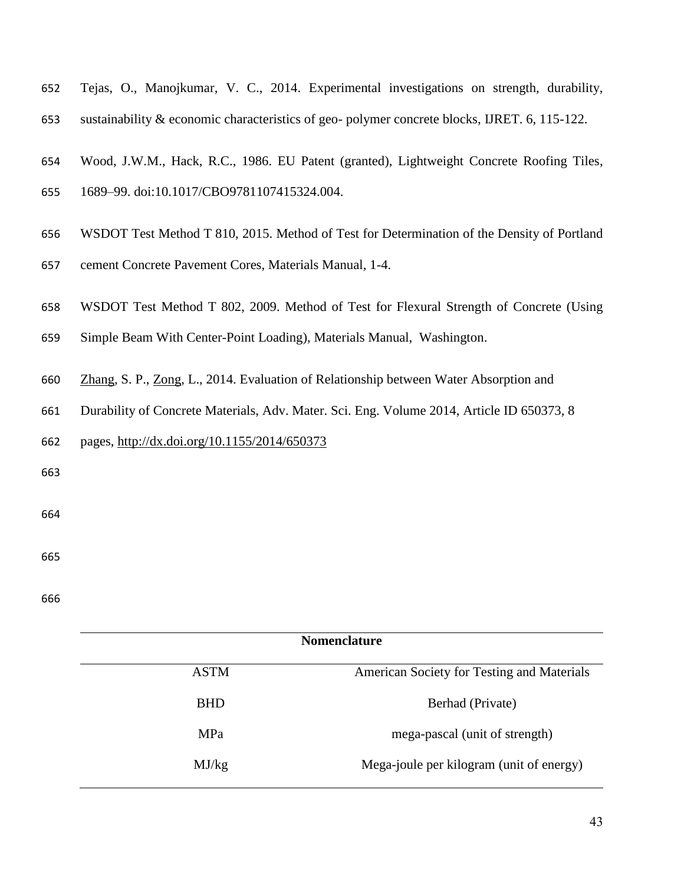Tejas, O., Manojkumar, V. C., 2014. Experimental investigations on strength, durability, sustainability & economic characteristics of geo- polymer concrete blocks, IJRET. 6, 115-122.

Wood, J.W.M., Hack, R.C., 1986. EU Patent (granted), Lightweight Concrete Roofing Tiles, 1689–99. doi:10.1017/CBO9781107415324.004.

WSDOT Test Method T 810, 2015. Method of Test for Determination of the Density of Portland cement Concrete Pavement Cores, Materials Manual, 1-4.

WSDOT Test Method T 802, 2009. Method of Test for Flexural Strength of Concrete (Using Simple Beam With Center-Point Loading), Materials Manual, Washington.

Zhang, S. P., Zong, L., 2014. Evaluation of Relationship between Water Absorption and Durability of Concrete Materials, Adv. Mater. Sci. Eng. Volume 2014, Article ID 650373, 8 pages, http://dx.doi.org/10.1155/2014/650373

| **Nomenclature** | |
|---|---|
| ASTM | American Society for Testing and Materials |
| BHD | Berhad (Private) |
| MPa | mega-pascal (unit of strength) |
| MJ/kg | Mega-joule per kilogram (unit of energy) |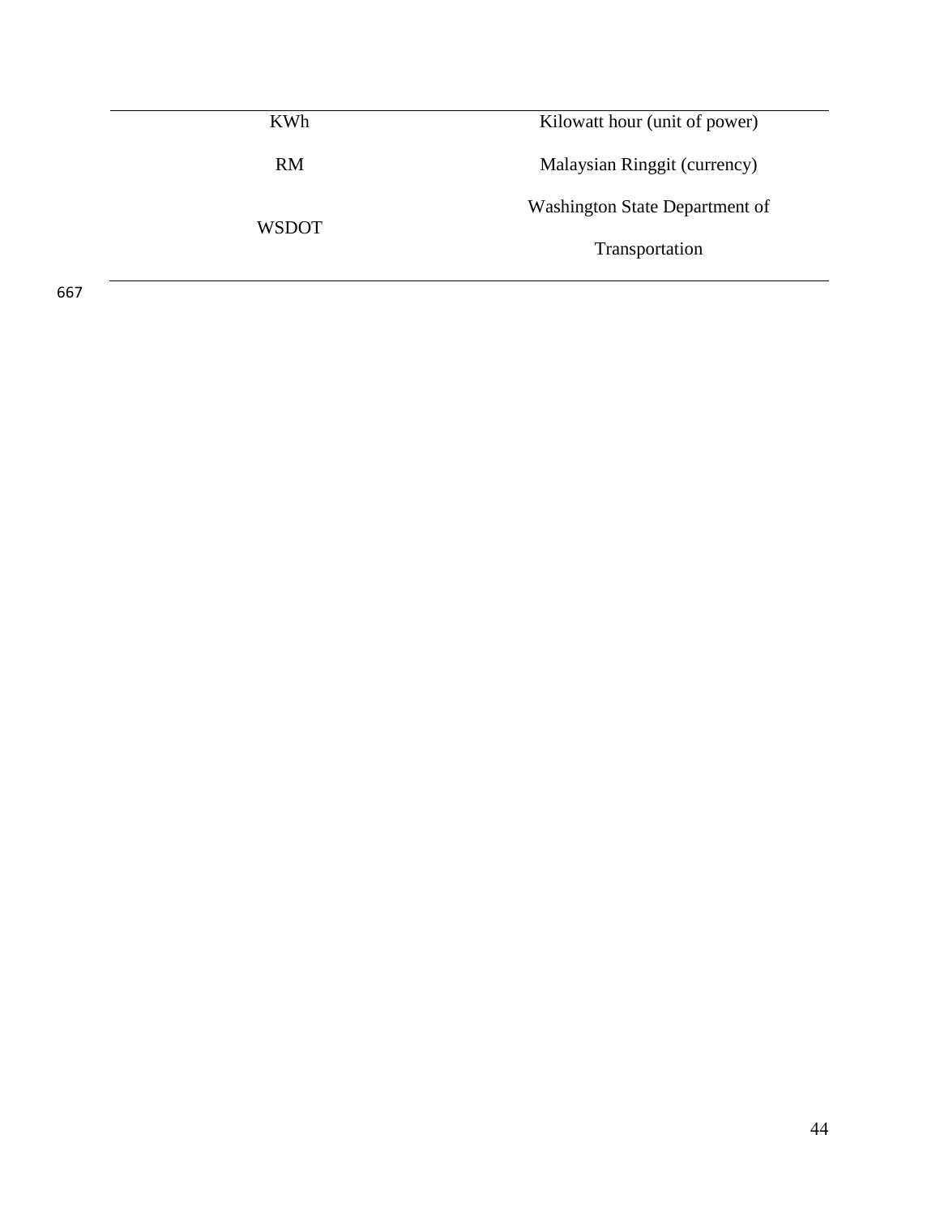| | |
|---|---|
| KWh | Kilowatt hour (unit of power) |
| RM | Malaysian Ringgit (currency) |
| WSDOT | Washington State Department of Transportation |